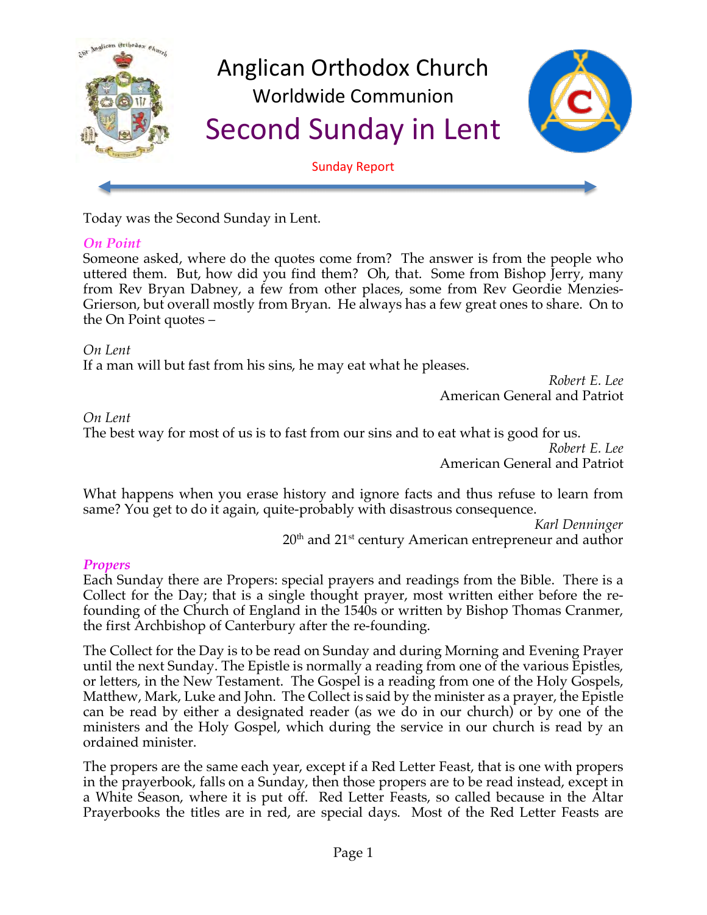# Anglican Orthodox Church

## Worldwide Communion

# Second Sunday in Lent

Sunday Report

Today was the Second Sunday in Lent.

### *On Point*

Someone asked, where do the quotes come from? The answer is from the people who uttered them. But, how did you find them? Oh, that. Some from Bishop Jerry, many from Rev Bryan Dabney, a few from other places, some from Rev Geordie Menzies-Grierson, but overall mostly from Bryan. He always has a few great ones to share. On to the On Point quotes –

*On Lent*
If a man will but fast from his sins, he may eat what he pleases.

*Robert E. Lee*
American General and Patriot

*On Lent*
The best way for most of us is to fast from our sins and to eat what is good for us.

*Robert E. Lee*
American General and Patriot

What happens when you erase history and ignore facts and thus refuse to learn from same? You get to do it again, quite-probably with disastrous consequence.

*Karl Denninger*
20th and 21st century American entrepreneur and author

### *Propers*

Each Sunday there are Propers: special prayers and readings from the Bible. There is a Collect for the Day; that is a single thought prayer, most written either before the re-founding of the Church of England in the 1540s or written by Bishop Thomas Cranmer, the first Archbishop of Canterbury after the re-founding.

The Collect for the Day is to be read on Sunday and during Morning and Evening Prayer until the next Sunday. The Epistle is normally a reading from one of the various Epistles, or letters, in the New Testament. The Gospel is a reading from one of the Holy Gospels, Matthew, Mark, Luke and John. The Collect is said by the minister as a prayer, the Epistle can be read by either a designated reader (as we do in our church) or by one of the ministers and the Holy Gospel, which during the service in our church is read by an ordained minister.

The propers are the same each year, except if a Red Letter Feast, that is one with propers in the prayerbook, falls on a Sunday, then those propers are to be read instead, except in a White Season, where it is put off. Red Letter Feasts, so called because in the Altar Prayerbooks the titles are in red, are special days. Most of the Red Letter Feasts are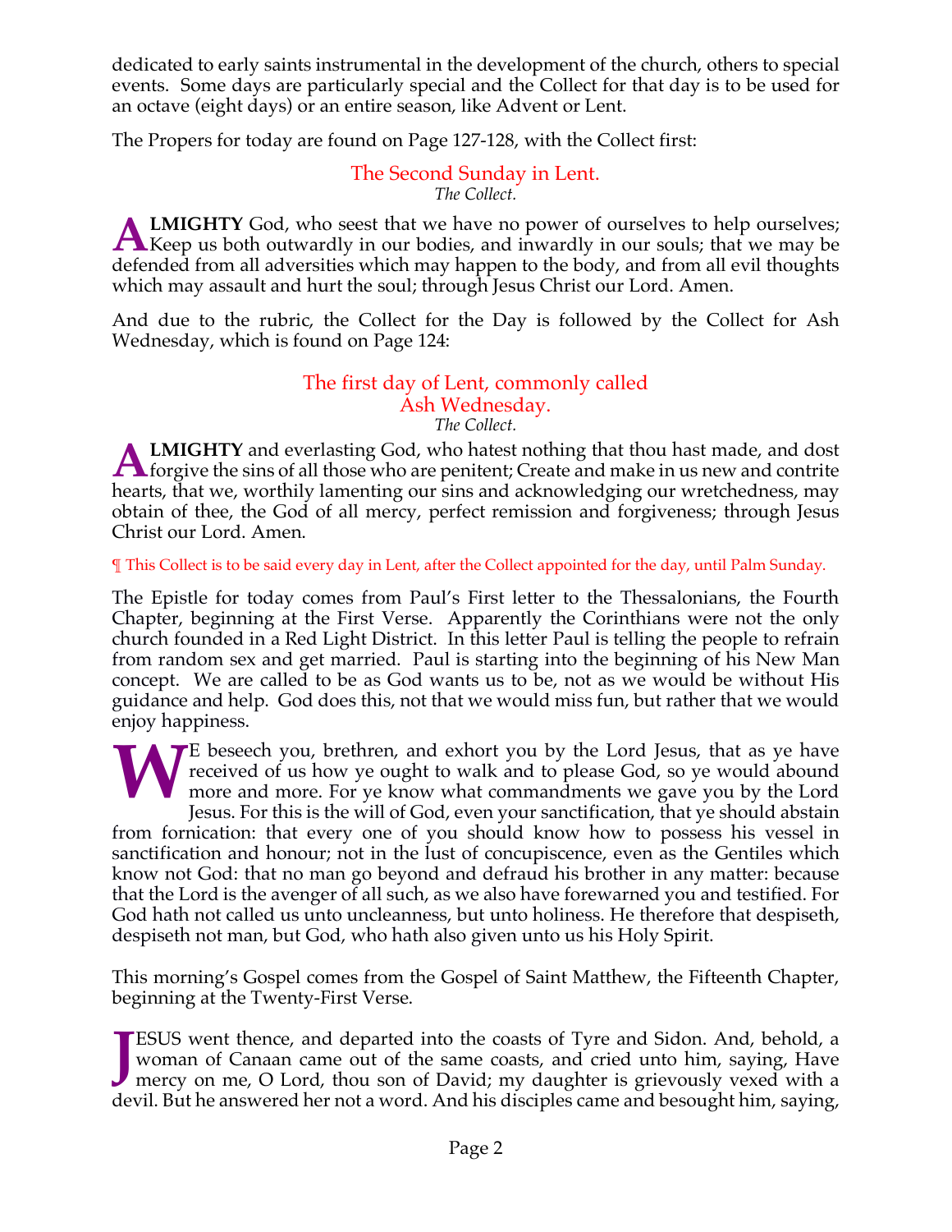dedicated to early saints instrumental in the development of the church, others to special events. Some days are particularly special and the Collect for that day is to be used for an octave (eight days) or an entire season, like Advent or Lent.

The Propers for today are found on Page 127-128, with the Collect first:

## The Second Sunday in Lent.

*The Collect.*

**ALMIGHTY** God, who seest that we have no power of ourselves to help ourselves; Keep us both outwardly in our bodies, and inwardly in our souls; that we may be defended from all adversities which may happen to the body, and from all evil thoughts which may assault and hurt the soul; through Jesus Christ our Lord. Amen.

And due to the rubric, the Collect for the Day is followed by the Collect for Ash Wednesday, which is found on Page 124:

## The first day of Lent, commonly called Ash Wednesday.

*The Collect.*

**ALMIGHTY** and everlasting God, who hatest nothing that thou hast made, and dost forgive the sins of all those who are penitent; Create and make in us new and contrite hearts, that we, worthily lamenting our sins and acknowledging our wretchedness, may obtain of thee, the God of all mercy, perfect remission and forgiveness; through Jesus Christ our Lord. Amen.

¶ This Collect is to be said every day in Lent, after the Collect appointed for the day, until Palm Sunday.

The Epistle for today comes from Paul's First letter to the Thessalonians, the Fourth Chapter, beginning at the First Verse. Apparently the Corinthians were not the only church founded in a Red Light District. In this letter Paul is telling the people to refrain from random sex and get married. Paul is starting into the beginning of his New Man concept. We are called to be as God wants us to be, not as we would be without His guidance and help. God does this, not that we would miss fun, but rather that we would enjoy happiness.

WE beseech you, brethren, and exhort you by the Lord Jesus, that as ye have received of us how ye ought to walk and to please God, so ye would abound more and more. For ye know what commandments we gave you by the Lord Jesus. For this is the will of God, even your sanctification, that ye should abstain from fornication: that every one of you should know how to possess his vessel in sanctification and honour; not in the lust of concupiscence, even as the Gentiles which know not God: that no man go beyond and defraud his brother in any matter: because that the Lord is the avenger of all such, as we also have forewarned you and testified. For God hath not called us unto uncleanness, but unto holiness. He therefore that despiseth, despiseth not man, but God, who hath also given unto us his Holy Spirit.

This morning's Gospel comes from the Gospel of Saint Matthew, the Fifteenth Chapter, beginning at the Twenty-First Verse.

JESUS went thence, and departed into the coasts of Tyre and Sidon. And, behold, a woman of Canaan came out of the same coasts, and cried unto him, saying, Have mercy on me, O Lord, thou son of David; my daughter is grievously vexed with a devil. But he answered her not a word. And his disciples came and besought him, saying,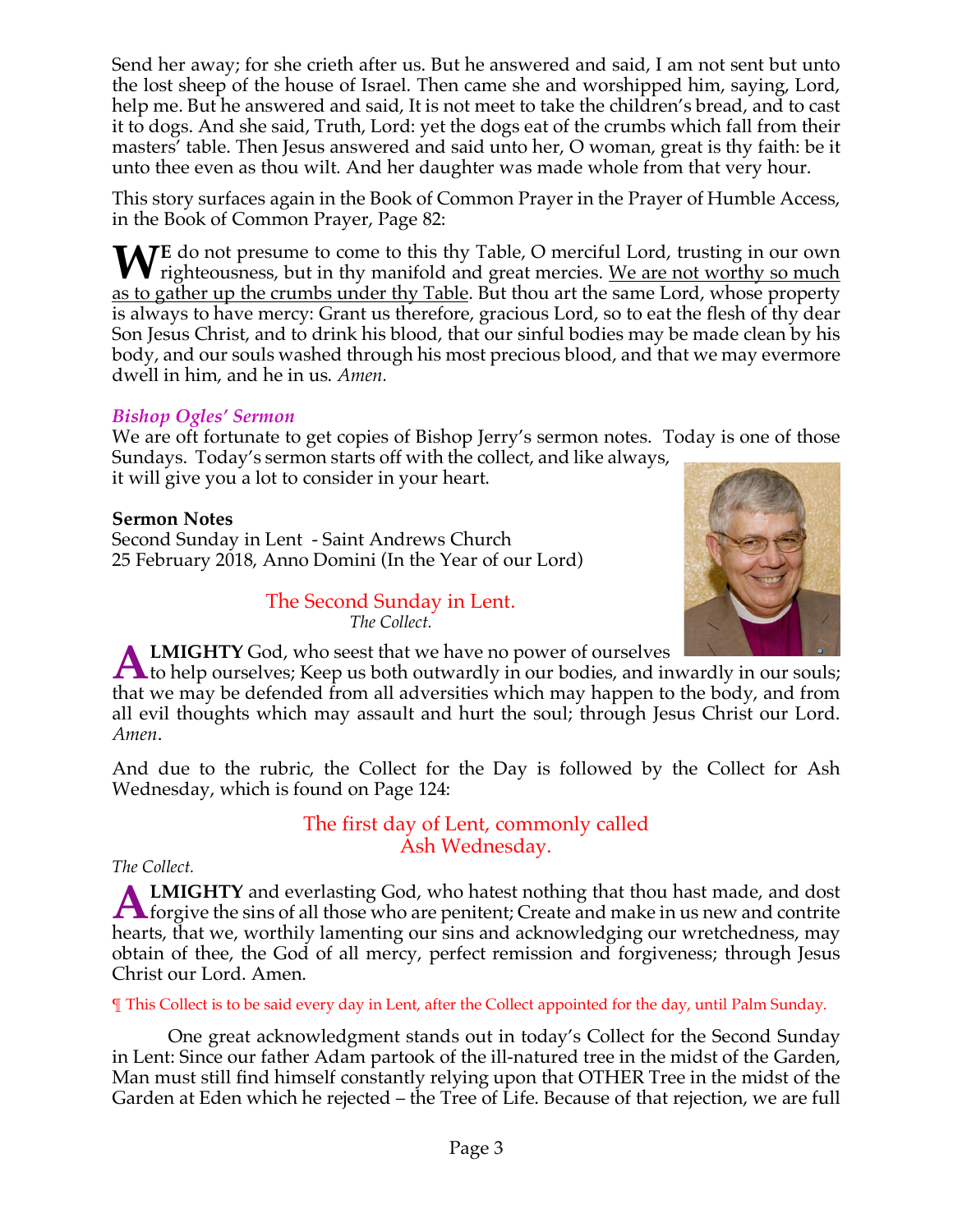Send her away; for she crieth after us. But he answered and said, I am not sent but unto the lost sheep of the house of Israel. Then came she and worshipped him, saying, Lord, help me. But he answered and said, It is not meet to take the children's bread, and to cast it to dogs. And she said, Truth, Lord: yet the dogs eat of the crumbs which fall from their masters' table. Then Jesus answered and said unto her, O woman, great is thy faith: be it unto thee even as thou wilt. And her daughter was made whole from that very hour.

This story surfaces again in the Book of Common Prayer in the Prayer of Humble Access, in the Book of Common Prayer, Page 82:

**W**E do not presume to come to this thy Table, O merciful Lord, trusting in our own righteousness, but in thy manifold and great mercies. <u>We are not worthy so much as to gather up the crumbs under thy Table</u>. But thou art the same Lord, whose property is always to have mercy: Grant us therefore, gracious Lord, so to eat the flesh of thy dear Son Jesus Christ, and to drink his blood, that our sinful bodies may be made clean by his body, and our souls washed through his most precious blood, and that we may evermore dwell in him, and he in us. *Amen.*

### *Bishop Ogles' Sermon*

We are oft fortunate to get copies of Bishop Jerry's sermon notes. Today is one of those Sundays. Today's sermon starts off with the collect, and like always, it will give you a lot to consider in your heart.

**Sermon Notes**
Second Sunday in Lent - Saint Andrews Church
25 February 2018, Anno Domini (In the Year of our Lord)

The Second Sunday in Lent.
*The Collect.*

**ALMIGHTY** God, who seest that we have no power of ourselves to help ourselves; Keep us both outwardly in our bodies, and inwardly in our souls; that we may be defended from all adversities which may happen to the body, and from all evil thoughts which may assault and hurt the soul; through Jesus Christ our Lord. *Amen*.

And due to the rubric, the Collect for the Day is followed by the Collect for Ash Wednesday, which is found on Page 124:

The first day of Lent, commonly called Ash Wednesday.

*The Collect.*

**ALMIGHTY** and everlasting God, who hatest nothing that thou hast made, and dost forgive the sins of all those who are penitent; Create and make in us new and contrite hearts, that we, worthily lamenting our sins and acknowledging our wretchedness, may obtain of thee, the God of all mercy, perfect remission and forgiveness; through Jesus Christ our Lord. Amen.

¶ This Collect is to be said every day in Lent, after the Collect appointed for the day, until Palm Sunday.

One great acknowledgment stands out in today's Collect for the Second Sunday in Lent: Since our father Adam partook of the ill-natured tree in the midst of the Garden, Man must still find himself constantly relying upon that OTHER Tree in the midst of the Garden at Eden which he rejected – the Tree of Life. Because of that rejection, we are full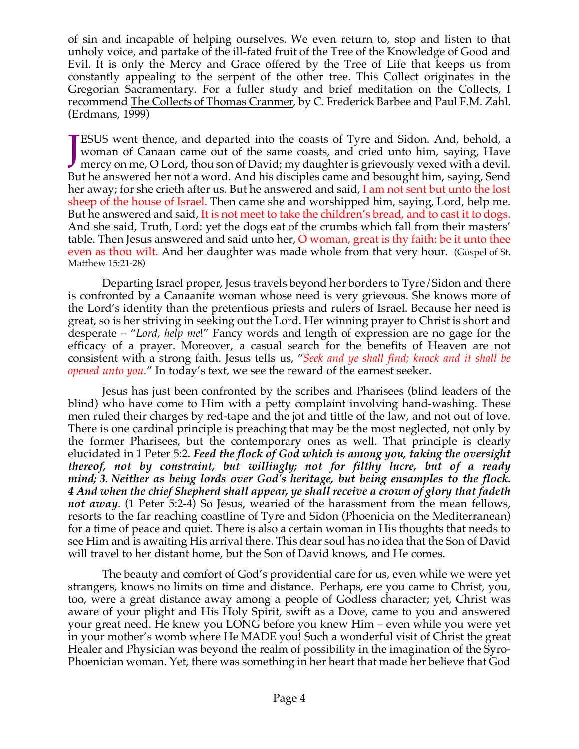of sin and incapable of helping ourselves. We even return to, stop and listen to that unholy voice, and partake of the ill-fated fruit of the Tree of the Knowledge of Good and Evil. It is only the Mercy and Grace offered by the Tree of Life that keeps us from constantly appealing to the serpent of the other tree. This Collect originates in the Gregorian Sacramentary. For a fuller study and brief meditation on the Collects, I recommend The Collects of Thomas Cranmer, by C. Frederick Barbee and Paul F.M. Zahl. (Erdmans, 1999)

JESUS went thence, and departed into the coasts of Tyre and Sidon. And, behold, a woman of Canaan came out of the same coasts, and cried unto him, saying, Have mercy on me, O Lord, thou son of David; my daughter is grievously vexed with a devil. But he answered her not a word. And his disciples came and besought him, saying, Send her away; for she crieth after us. But he answered and said, I am not sent but unto the lost sheep of the house of Israel. Then came she and worshipped him, saying, Lord, help me. But he answered and said, It is not meet to take the children's bread, and to cast it to dogs. And she said, Truth, Lord: yet the dogs eat of the crumbs which fall from their masters' table. Then Jesus answered and said unto her, O woman, great is thy faith: be it unto thee even as thou wilt. And her daughter was made whole from that very hour. (Gospel of St. Matthew 15:21-28)

Departing Israel proper, Jesus travels beyond her borders to Tyre/Sidon and there is confronted by a Canaanite woman whose need is very grievous. She knows more of the Lord's identity than the pretentious priests and rulers of Israel. Because her need is great, so is her striving in seeking out the Lord. Her winning prayer to Christ is short and desperate – "*Lord, help me*!" Fancy words and length of expression are no gage for the efficacy of a prayer. Moreover, a casual search for the benefits of Heaven are not consistent with a strong faith. Jesus tells us, "*Seek and ye shall find; knock and it shall be opened unto you.*" In today's text, we see the reward of the earnest seeker.

Jesus has just been confronted by the scribes and Pharisees (blind leaders of the blind) who have come to Him with a petty complaint involving hand-washing. These men ruled their charges by red-tape and the jot and tittle of the law, and not out of love. There is one cardinal principle is preaching that may be the most neglected, not only by the former Pharisees, but the contemporary ones as well. That principle is clearly elucidated in 1 Peter 5:2***. Feed the flock of God which is among you, taking the oversight thereof, not by constraint, but willingly; not for filthy lucre, but of a ready mind; 3. Neither as being lords over God's heritage, but being ensamples to the flock. 4 And when the chief Shepherd shall appear, ye shall receive a crown of glory that fadeth not away***. (1 Peter 5:2-4) So Jesus, wearied of the harassment from the mean fellows, resorts to the far reaching coastline of Tyre and Sidon (Phoenicia on the Mediterranean) for a time of peace and quiet. There is also a certain woman in His thoughts that needs to see Him and is awaiting His arrival there. This dear soul has no idea that the Son of David will travel to her distant home, but the Son of David knows, and He comes.

The beauty and comfort of God's providential care for us, even while we were yet strangers, knows no limits on time and distance. Perhaps, ere you came to Christ, you, too, were a great distance away among a people of Godless character; yet, Christ was aware of your plight and His Holy Spirit, swift as a Dove, came to you and answered your great need. He knew you LONG before you knew Him – even while you were yet in your mother's womb where He MADE you! Such a wonderful visit of Christ the great Healer and Physician was beyond the realm of possibility in the imagination of the Syro-Phoenician woman. Yet, there was something in her heart that made her believe that God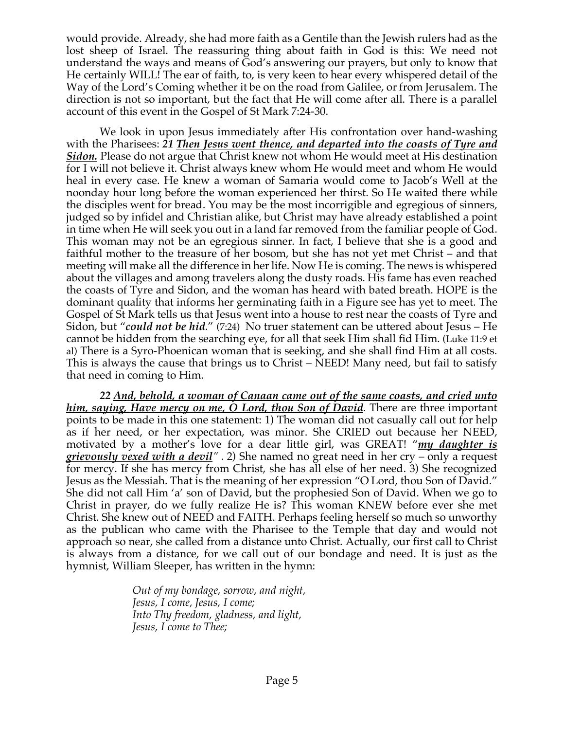would provide. Already, she had more faith as a Gentile than the Jewish rulers had as the lost sheep of Israel. The reassuring thing about faith in God is this: We need not understand the ways and means of God's answering our prayers, but only to know that He certainly WILL! The ear of faith, to, is very keen to hear every whispered detail of the Way of the Lord's Coming whether it be on the road from Galilee, or from Jerusalem. The direction is not so important, but the fact that He will come after all. There is a parallel account of this event in the Gospel of St Mark 7:24-30.

We look in upon Jesus immediately after His confrontation over hand-washing with the Pharisees: ***21 <u>Then Jesus went thence, and departed into the coasts of Tyre and Sidon.</u>*** Please do not argue that Christ knew not whom He would meet at His destination for I will not believe it. Christ always knew whom He would meet and whom He would heal in every case. He knew a woman of Samaria would come to Jacob's Well at the noonday hour long before the woman experienced her thirst. So He waited there while the disciples went for bread. You may be the most incorrigible and egregious of sinners, judged so by infidel and Christian alike, but Christ may have already established a point in time when He will seek you out in a land far removed from the familiar people of God. This woman may not be an egregious sinner. In fact, I believe that she is a good and faithful mother to the treasure of her bosom, but she has not yet met Christ – and that meeting will make all the difference in her life. Now He is coming. The news is whispered about the villages and among travelers along the dusty roads. His fame has even reached the coasts of Tyre and Sidon, and the woman has heard with bated breath. HOPE is the dominant quality that informs her germinating faith in a Figure see has yet to meet. The Gospel of St Mark tells us that Jesus went into a house to rest near the coasts of Tyre and Sidon, but "***could not be hid***." (7:24) No truer statement can be uttered about Jesus – He cannot be hidden from the searching eye, for all that seek Him shall fid Him. (Luke 11:9 et al) There is a Syro-Phoenican woman that is seeking, and she shall find Him at all costs. This is always the cause that brings us to Christ – NEED! Many need, but fail to satisfy that need in coming to Him.

***22 <u>And, behold, a woman of Canaan came out of the same coasts, and cried unto him, saying, Have mercy on me, O Lord, thou Son of David</u>.*** There are three important points to be made in this one statement: 1) The woman did not casually call out for help as if her need, or her expectation, was minor. She CRIED out because her NEED, motivated by a mother's love for a dear little girl, was GREAT! "***<u>my daughter is grievously vexed with a devil</u>***" . 2) She named no great need in her cry – only a request for mercy. If she has mercy from Christ, she has all else of her need. 3) She recognized Jesus as the Messiah. That is the meaning of her expression "O Lord, thou Son of David." She did not call Him 'a' son of David, but the prophesied Son of David. When we go to Christ in prayer, do we fully realize He is? This woman KNEW before ever she met Christ. She knew out of NEED and FAITH. Perhaps feeling herself so much so unworthy as the publican who came with the Pharisee to the Temple that day and would not approach so near, she called from a distance unto Christ. Actually, our first call to Christ is always from a distance, for we call out of our bondage and need. It is just as the hymnist, William Sleeper, has written in the hymn:

> *Out of my bondage, sorrow, and night,*
> *Jesus, I come, Jesus, I come;*
> *Into Thy freedom, gladness, and light,*
> *Jesus, I come to Thee;*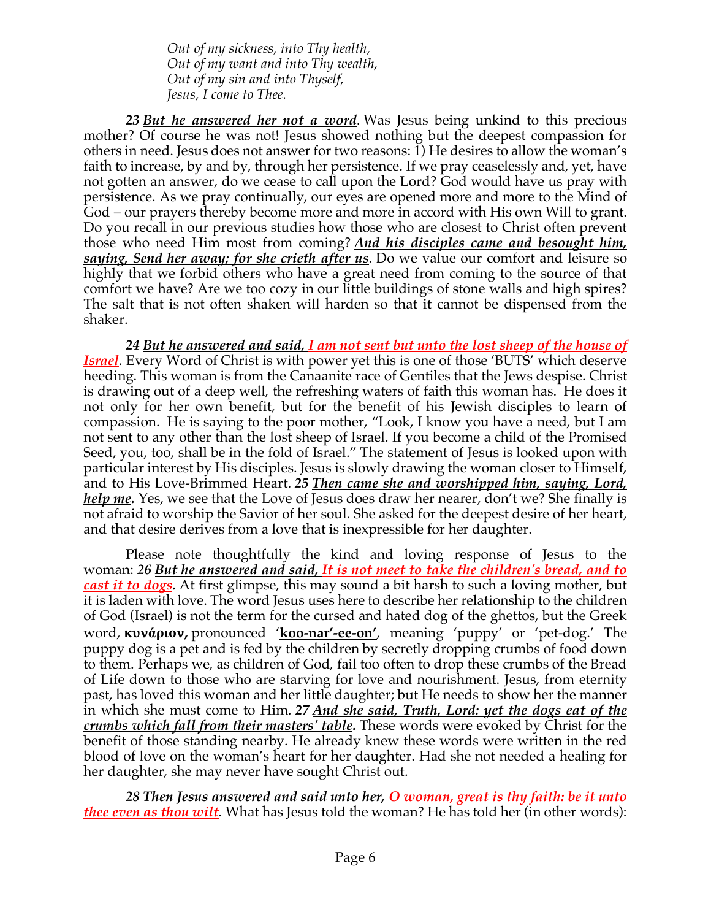*Out of my sickness, into Thy health,*
*Out of my want and into Thy wealth,*
*Out of my sin and into Thyself,*
*Jesus, I come to Thee.*

***23*** ***But he answered her not a word***. Was Jesus being unkind to this precious mother? Of course he was not! Jesus showed nothing but the deepest compassion for others in need. Jesus does not answer for two reasons: 1) He desires to allow the woman's faith to increase, by and by, through her persistence. If we pray ceaselessly and, yet, have not gotten an answer, do we cease to call upon the Lord? God would have us pray with persistence. As we pray continually, our eyes are opened more and more to the Mind of God – our prayers thereby become more and more in accord with His own Will to grant. Do you recall in our previous studies how those who are closest to Christ often prevent those who need Him most from coming? ***And his disciples came and besought him, saying, Send her away; for she crieth after us***. Do we value our comfort and leisure so highly that we forbid others who have a great need from coming to the source of that comfort we have? Are we too cozy in our little buildings of stone walls and high spires? The salt that is not often shaken will harden so that it cannot be dispensed from the shaker.

***24*** ***But he answered and said, I am not sent but unto the lost sheep of the house of Israel***. Every Word of Christ is with power yet this is one of those 'BUTS' which deserve heeding. This woman is from the Canaanite race of Gentiles that the Jews despise. Christ is drawing out of a deep well, the refreshing waters of faith this woman has. He does it not only for her own benefit, but for the benefit of his Jewish disciples to learn of compassion. He is saying to the poor mother, "Look, I know you have a need, but I am not sent to any other than the lost sheep of Israel. If you become a child of the Promised Seed, you, too, shall be in the fold of Israel." The statement of Jesus is looked upon with particular interest by His disciples. Jesus is slowly drawing the woman closer to Himself, and to His Love-Brimmed Heart. ***25*** ***Then came she and worshipped him, saying, Lord, help me.*** Yes, we see that the Love of Jesus does draw her nearer, don't we? She finally is not afraid to worship the Savior of her soul. She asked for the deepest desire of her heart, and that desire derives from a love that is inexpressible for her daughter.

Please note thoughtfully the kind and loving response of Jesus to the woman: ***26*** ***But he answered and said, It is not meet to take the children's bread, and to cast it to dogs.*** At first glimpse, this may sound a bit harsh to such a loving mother, but it is laden with love. The word Jesus uses here to describe her relationship to the children of God (Israel) is not the term for the cursed and hated dog of the ghettos, but the Greek word, **κυνάριον,** pronounced '**koo-nar'-ee-on'**, meaning 'puppy' or 'pet-dog.' The puppy dog is a pet and is fed by the children by secretly dropping crumbs of food down to them. Perhaps we, as children of God, fail too often to drop these crumbs of the Bread of Life down to those who are starving for love and nourishment. Jesus, from eternity past, has loved this woman and her little daughter; but He needs to show her the manner in which she must come to Him. ***27*** ***And she said, Truth, Lord: yet the dogs eat of the crumbs which fall from their masters' table.*** These words were evoked by Christ for the benefit of those standing nearby. He already knew these words were written in the red blood of love on the woman's heart for her daughter. Had she not needed a healing for her daughter, she may never have sought Christ out.

***28*** ***Then Jesus answered and said unto her, O woman, great is thy faith: be it unto thee even as thou wilt***. What has Jesus told the woman? He has told her (in other words):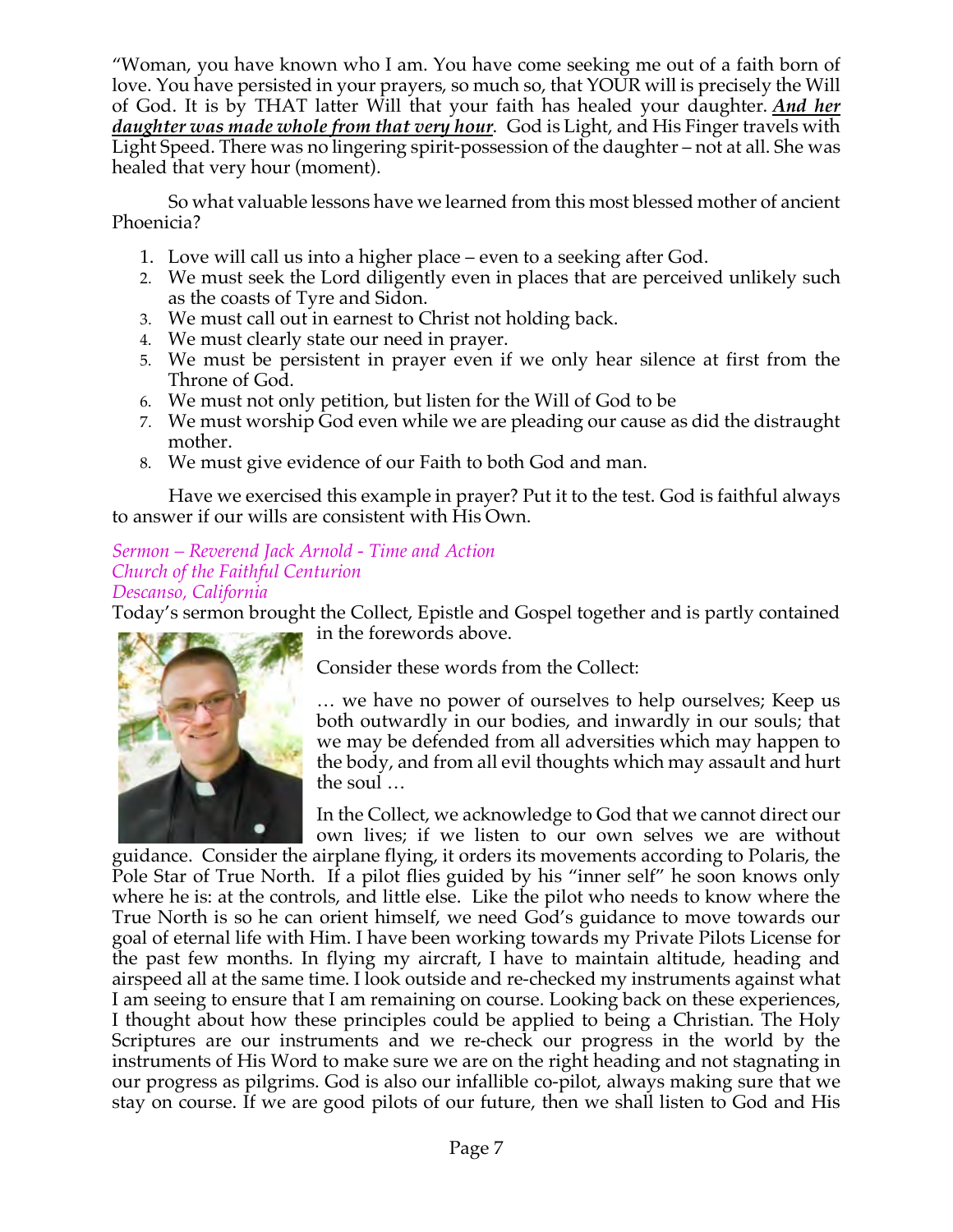"Woman, you have known who I am. You have come seeking me out of a faith born of love. You have persisted in your prayers, so much so, that YOUR will is precisely the Will of God. It is by THAT latter Will that your faith has healed your daughter. ***And her daughter was made whole from that very hour***. God is Light, and His Finger travels with Light Speed. There was no lingering spirit-possession of the daughter – not at all. She was healed that very hour (moment).

So what valuable lessons have we learned from this most blessed mother of ancient Phoenicia?

1. Love will call us into a higher place – even to a seeking after God.
2. We must seek the Lord diligently even in places that are perceived unlikely such as the coasts of Tyre and Sidon.
3. We must call out in earnest to Christ not holding back.
4. We must clearly state our need in prayer.
5. We must be persistent in prayer even if we only hear silence at first from the Throne of God.
6. We must not only petition, but listen for the Will of God to be
7. We must worship God even while we are pleading our cause as did the distraught mother.
8. We must give evidence of our Faith to both God and man.

Have we exercised this example in prayer? Put it to the test. God is faithful always to answer if our wills are consistent with His Own.

*Sermon – Reverend Jack Arnold - Time and Action*
*Church of the Faithful Centurion*
*Descanso, California*

Today's sermon brought the Collect, Epistle and Gospel together and is partly contained in the forewords above.

Consider these words from the Collect:

> … we have no power of ourselves to help ourselves; Keep us both outwardly in our bodies, and inwardly in our souls; that we may be defended from all adversities which may happen to the body, and from all evil thoughts which may assault and hurt the soul …

In the Collect, we acknowledge to God that we cannot direct our own lives; if we listen to our own selves we are without guidance. Consider the airplane flying, it orders its movements according to Polaris, the Pole Star of True North. If a pilot flies guided by his "inner self" he soon knows only where he is: at the controls, and little else. Like the pilot who needs to know where the True North is so he can orient himself, we need God's guidance to move towards our goal of eternal life with Him. I have been working towards my Private Pilots License for the past few months. In flying my aircraft, I have to maintain altitude, heading and airspeed all at the same time. I look outside and re-checked my instruments against what I am seeing to ensure that I am remaining on course. Looking back on these experiences, I thought about how these principles could be applied to being a Christian. The Holy Scriptures are our instruments and we re-check our progress in the world by the instruments of His Word to make sure we are on the right heading and not stagnating in our progress as pilgrims. God is also our infallible co-pilot, always making sure that we stay on course. If we are good pilots of our future, then we shall listen to God and His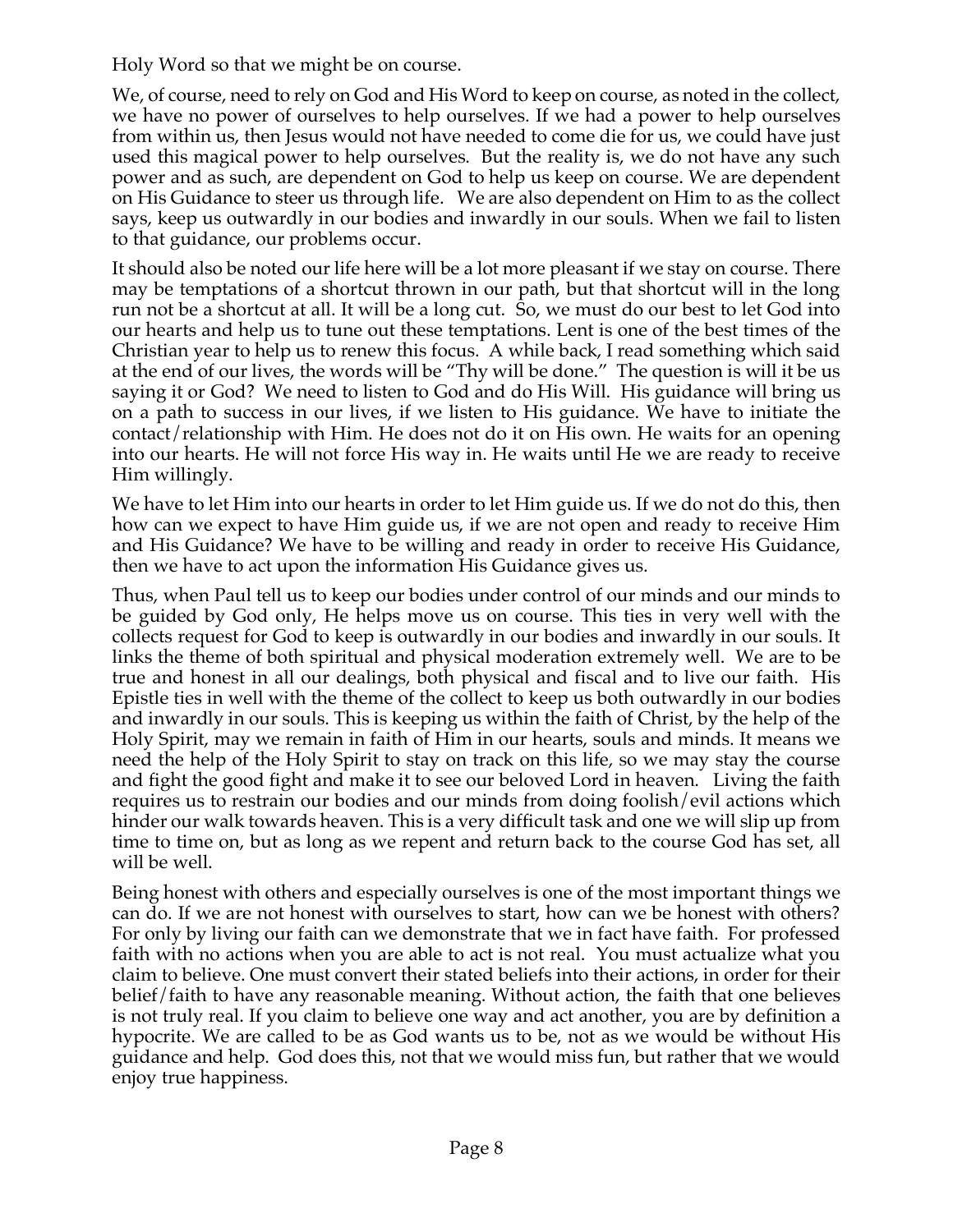Holy Word so that we might be on course.

We, of course, need to rely on God and His Word to keep on course, as noted in the collect, we have no power of ourselves to help ourselves. If we had a power to help ourselves from within us, then Jesus would not have needed to come die for us, we could have just used this magical power to help ourselves. But the reality is, we do not have any such power and as such, are dependent on God to help us keep on course. We are dependent on His Guidance to steer us through life. We are also dependent on Him to as the collect says, keep us outwardly in our bodies and inwardly in our souls. When we fail to listen to that guidance, our problems occur.

It should also be noted our life here will be a lot more pleasant if we stay on course. There may be temptations of a shortcut thrown in our path, but that shortcut will in the long run not be a shortcut at all. It will be a long cut. So, we must do our best to let God into our hearts and help us to tune out these temptations. Lent is one of the best times of the Christian year to help us to renew this focus. A while back, I read something which said at the end of our lives, the words will be "Thy will be done." The question is will it be us saying it or God? We need to listen to God and do His Will. His guidance will bring us on a path to success in our lives, if we listen to His guidance. We have to initiate the contact/relationship with Him. He does not do it on His own. He waits for an opening into our hearts. He will not force His way in. He waits until He we are ready to receive Him willingly.

We have to let Him into our hearts in order to let Him guide us. If we do not do this, then how can we expect to have Him guide us, if we are not open and ready to receive Him and His Guidance? We have to be willing and ready in order to receive His Guidance, then we have to act upon the information His Guidance gives us.

Thus, when Paul tell us to keep our bodies under control of our minds and our minds to be guided by God only, He helps move us on course. This ties in very well with the collects request for God to keep is outwardly in our bodies and inwardly in our souls. It links the theme of both spiritual and physical moderation extremely well. We are to be true and honest in all our dealings, both physical and fiscal and to live our faith. His Epistle ties in well with the theme of the collect to keep us both outwardly in our bodies and inwardly in our souls. This is keeping us within the faith of Christ, by the help of the Holy Spirit, may we remain in faith of Him in our hearts, souls and minds. It means we need the help of the Holy Spirit to stay on track on this life, so we may stay the course and fight the good fight and make it to see our beloved Lord in heaven. Living the faith requires us to restrain our bodies and our minds from doing foolish/evil actions which hinder our walk towards heaven. This is a very difficult task and one we will slip up from time to time on, but as long as we repent and return back to the course God has set, all will be well.

Being honest with others and especially ourselves is one of the most important things we can do. If we are not honest with ourselves to start, how can we be honest with others? For only by living our faith can we demonstrate that we in fact have faith. For professed faith with no actions when you are able to act is not real. You must actualize what you claim to believe. One must convert their stated beliefs into their actions, in order for their belief/faith to have any reasonable meaning. Without action, the faith that one believes is not truly real. If you claim to believe one way and act another, you are by definition a hypocrite. We are called to be as God wants us to be, not as we would be without His guidance and help. God does this, not that we would miss fun, but rather that we would enjoy true happiness.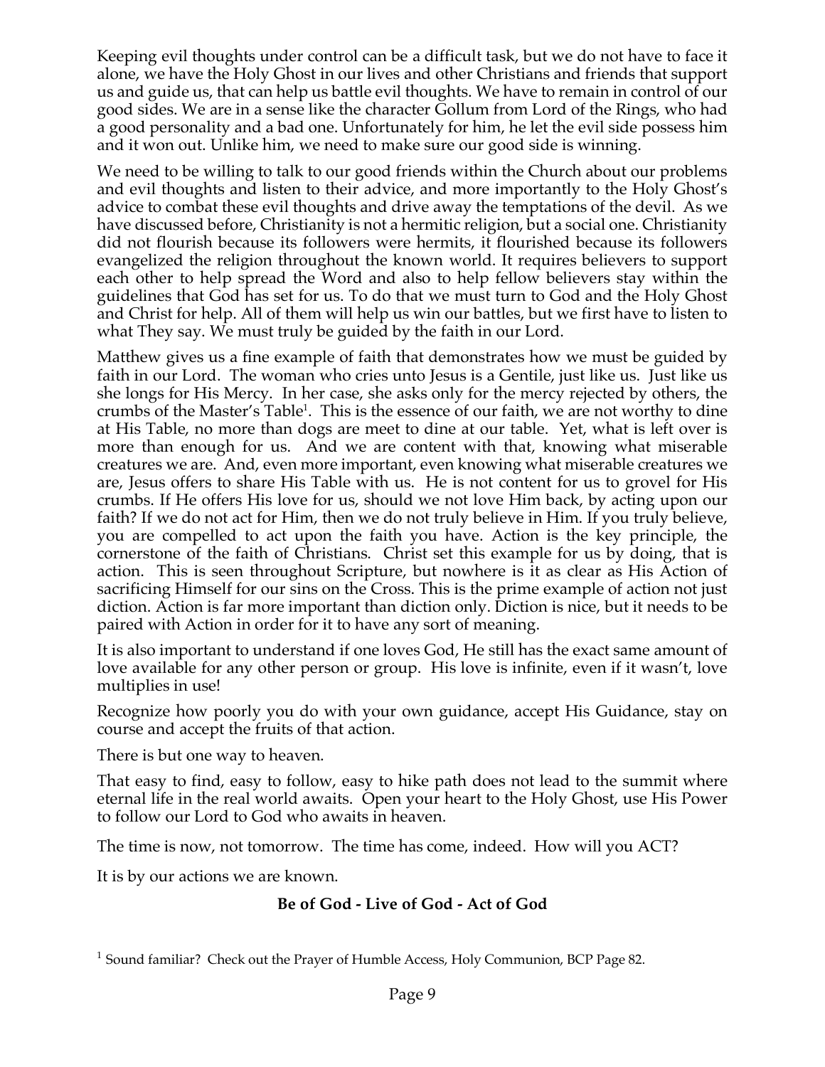Keeping evil thoughts under control can be a difficult task, but we do not have to face it alone, we have the Holy Ghost in our lives and other Christians and friends that support us and guide us, that can help us battle evil thoughts. We have to remain in control of our good sides. We are in a sense like the character Gollum from Lord of the Rings, who had a good personality and a bad one. Unfortunately for him, he let the evil side possess him and it won out. Unlike him, we need to make sure our good side is winning.

We need to be willing to talk to our good friends within the Church about our problems and evil thoughts and listen to their advice, and more importantly to the Holy Ghost's advice to combat these evil thoughts and drive away the temptations of the devil. As we have discussed before, Christianity is not a hermitic religion, but a social one. Christianity did not flourish because its followers were hermits, it flourished because its followers evangelized the religion throughout the known world. It requires believers to support each other to help spread the Word and also to help fellow believers stay within the guidelines that God has set for us. To do that we must turn to God and the Holy Ghost and Christ for help. All of them will help us win our battles, but we first have to listen to what They say. We must truly be guided by the faith in our Lord.

Matthew gives us a fine example of faith that demonstrates how we must be guided by faith in our Lord. The woman who cries unto Jesus is a Gentile, just like us. Just like us she longs for His Mercy. In her case, she asks only for the mercy rejected by others, the crumbs of the Master's Table[1]. This is the essence of our faith, we are not worthy to dine at His Table, no more than dogs are meet to dine at our table. Yet, what is left over is more than enough for us. And we are content with that, knowing what miserable creatures we are. And, even more important, even knowing what miserable creatures we are, Jesus offers to share His Table with us. He is not content for us to grovel for His crumbs. If He offers His love for us, should we not love Him back, by acting upon our faith? If we do not act for Him, then we do not truly believe in Him. If you truly believe, you are compelled to act upon the faith you have. Action is the key principle, the cornerstone of the faith of Christians. Christ set this example for us by doing, that is action. This is seen throughout Scripture, but nowhere is it as clear as His Action of sacrificing Himself for our sins on the Cross. This is the prime example of action not just diction. Action is far more important than diction only. Diction is nice, but it needs to be paired with Action in order for it to have any sort of meaning.

It is also important to understand if one loves God, He still has the exact same amount of love available for any other person or group. His love is infinite, even if it wasn't, love multiplies in use!

Recognize how poorly you do with your own guidance, accept His Guidance, stay on course and accept the fruits of that action.

There is but one way to heaven.

That easy to find, easy to follow, easy to hike path does not lead to the summit where eternal life in the real world awaits. Open your heart to the Holy Ghost, use His Power to follow our Lord to God who awaits in heaven.

The time is now, not tomorrow. The time has come, indeed. How will you ACT?

It is by our actions we are known.

**Be of God - Live of God - Act of God**

[1] Sound familiar? Check out the Prayer of Humble Access, Holy Communion, BCP Page 82.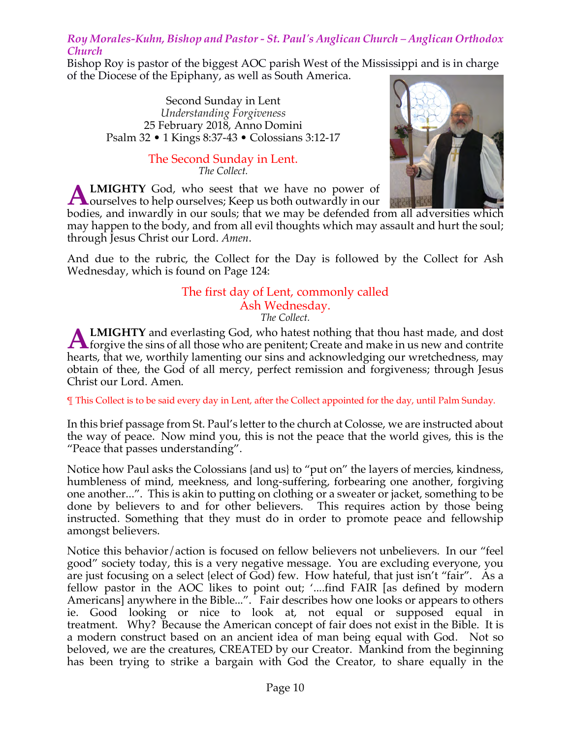### *Roy Morales-Kuhn, Bishop and Pastor - St. Paul's Anglican Church – Anglican Orthodox Church*

Bishop Roy is pastor of the biggest AOC parish West of the Mississippi and is in charge of the Diocese of the Epiphany, as well as South America.

Second Sunday in Lent
*Understanding Forgiveness*
25 February 2018, Anno Domini
Psalm 32 • 1 Kings 8:37-43 • Colossians 3:12-17

The Second Sunday in Lent.
*The Collect.*

**ALMIGHTY** God, who seest that we have no power of ourselves to help ourselves; Keep us both outwardly in our bodies, and inwardly in our souls; that we may be defended from all adversities which may happen to the body, and from all evil thoughts which may assault and hurt the soul; through Jesus Christ our Lord. *Amen*.

And due to the rubric, the Collect for the Day is followed by the Collect for Ash Wednesday, which is found on Page 124:

The first day of Lent, commonly called
Ash Wednesday.
*The Collect.*

**ALMIGHTY** and everlasting God, who hatest nothing that thou hast made, and dost forgive the sins of all those who are penitent; Create and make in us new and contrite hearts, that we, worthily lamenting our sins and acknowledging our wretchedness, may obtain of thee, the God of all mercy, perfect remission and forgiveness; through Jesus Christ our Lord. Amen.

¶ This Collect is to be said every day in Lent, after the Collect appointed for the day, until Palm Sunday.

In this brief passage from St. Paul's letter to the church at Colosse, we are instructed about the way of peace. Now mind you, this is not the peace that the world gives, this is the "Peace that passes understanding".

Notice how Paul asks the Colossians {and us} to "put on" the layers of mercies, kindness, humbleness of mind, meekness, and long-suffering, forbearing one another, forgiving one another...". This is akin to putting on clothing or a sweater or jacket, something to be done by believers to and for other believers. This requires action by those being instructed. Something that they must do in order to promote peace and fellowship amongst believers.

Notice this behavior/action is focused on fellow believers not unbelievers. In our "feel good" society today, this is a very negative message. You are excluding everyone, you are just focusing on a select {elect of God) few. How hateful, that just isn't "fair". As a fellow pastor in the AOC likes to point out; '....find FAIR [as defined by modern Americans] anywhere in the Bible...". Fair describes how one looks or appears to others ie. Good looking or nice to look at, not equal or supposed equal in treatment. Why? Because the American concept of fair does not exist in the Bible. It is a modern construct based on an ancient idea of man being equal with God. Not so beloved, we are the creatures, CREATED by our Creator. Mankind from the beginning has been trying to strike a bargain with God the Creator, to share equally in the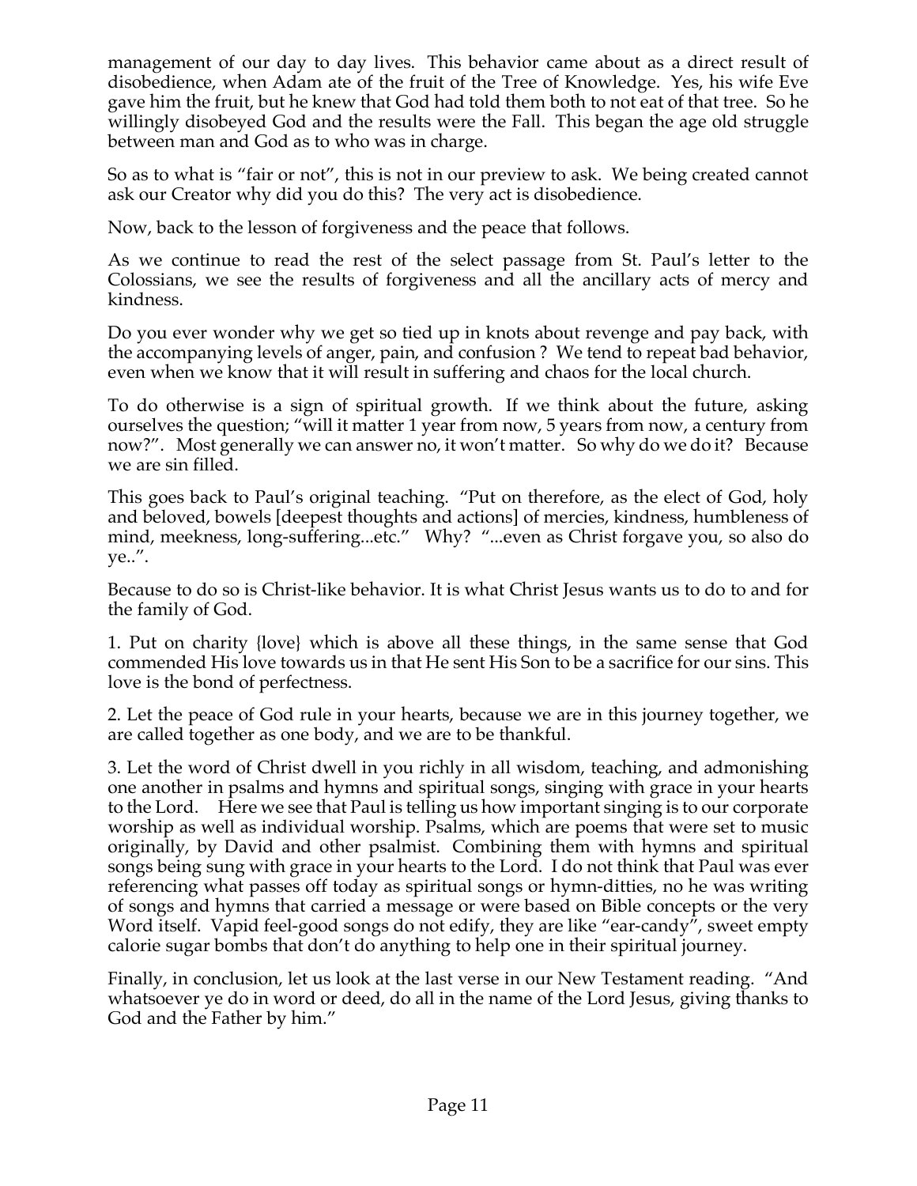management of our day to day lives. This behavior came about as a direct result of disobedience, when Adam ate of the fruit of the Tree of Knowledge. Yes, his wife Eve gave him the fruit, but he knew that God had told them both to not eat of that tree. So he willingly disobeyed God and the results were the Fall. This began the age old struggle between man and God as to who was in charge.

So as to what is "fair or not", this is not in our preview to ask. We being created cannot ask our Creator why did you do this? The very act is disobedience.

Now, back to the lesson of forgiveness and the peace that follows.

As we continue to read the rest of the select passage from St. Paul's letter to the Colossians, we see the results of forgiveness and all the ancillary acts of mercy and kindness.

Do you ever wonder why we get so tied up in knots about revenge and pay back, with the accompanying levels of anger, pain, and confusion ? We tend to repeat bad behavior, even when we know that it will result in suffering and chaos for the local church.

To do otherwise is a sign of spiritual growth. If we think about the future, asking ourselves the question; "will it matter 1 year from now, 5 years from now, a century from now?". Most generally we can answer no, it won't matter. So why do we do it? Because we are sin filled.

This goes back to Paul's original teaching. "Put on therefore, as the elect of God, holy and beloved, bowels [deepest thoughts and actions] of mercies, kindness, humbleness of mind, meekness, long-suffering...etc." Why? "...even as Christ forgave you, so also do ye..".

Because to do so is Christ-like behavior. It is what Christ Jesus wants us to do to and for the family of God.

1. Put on charity {love} which is above all these things, in the same sense that God commended His love towards us in that He sent His Son to be a sacrifice for our sins. This love is the bond of perfectness.

2. Let the peace of God rule in your hearts, because we are in this journey together, we are called together as one body, and we are to be thankful.

3. Let the word of Christ dwell in you richly in all wisdom, teaching, and admonishing one another in psalms and hymns and spiritual songs, singing with grace in your hearts to the Lord. Here we see that Paul is telling us how important singing is to our corporate worship as well as individual worship. Psalms, which are poems that were set to music originally, by David and other psalmist. Combining them with hymns and spiritual songs being sung with grace in your hearts to the Lord. I do not think that Paul was ever referencing what passes off today as spiritual songs or hymn-ditties, no he was writing of songs and hymns that carried a message or were based on Bible concepts or the very Word itself. Vapid feel-good songs do not edify, they are like "ear-candy", sweet empty calorie sugar bombs that don't do anything to help one in their spiritual journey.

Finally, in conclusion, let us look at the last verse in our New Testament reading. "And whatsoever ye do in word or deed, do all in the name of the Lord Jesus, giving thanks to God and the Father by him."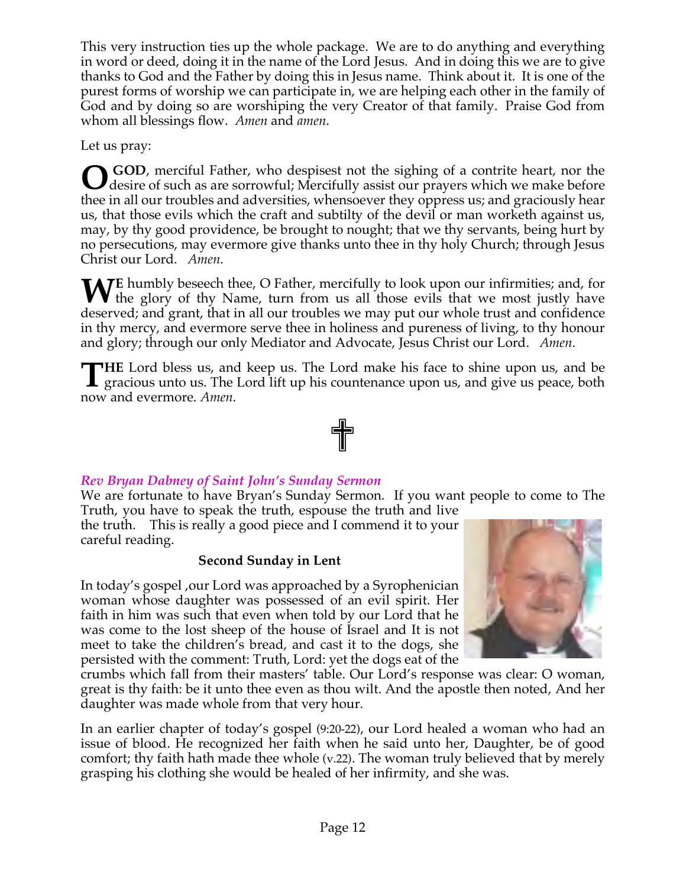This very instruction ties up the whole package. We are to do anything and everything in word or deed, doing it in the name of the Lord Jesus. And in doing this we are to give thanks to God and the Father by doing this in Jesus name. Think about it. It is one of the purest forms of worship we can participate in, we are helping each other in the family of God and by doing so are worshiping the very Creator of that family. Praise God from whom all blessings flow. *Amen* and *amen*.

Let us pray:

**O GOD**, merciful Father, who despisest not the sighing of a contrite heart, nor the desire of such as are sorrowful; Mercifully assist our prayers which we make before thee in all our troubles and adversities, whensoever they oppress us; and graciously hear us, that those evils which the craft and subtilty of the devil or man worketh against us, may, by thy good providence, be brought to nought; that we thy servants, being hurt by no persecutions, may evermore give thanks unto thee in thy holy Church; through Jesus Christ our Lord. *Amen.*

**WE** humbly beseech thee, O Father, mercifully to look upon our infirmities; and, for the glory of thy Name, turn from us all those evils that we most justly have deserved; and grant, that in all our troubles we may put our whole trust and confidence in thy mercy, and evermore serve thee in holiness and pureness of living, to thy honour and glory; through our only Mediator and Advocate, Jesus Christ our Lord. *Amen*.

**THE** Lord bless us, and keep us. The Lord make his face to shine upon us, and be gracious unto us. The Lord lift up his countenance upon us, and give us peace, both now and evermore. *Amen*.

✝

### *Rev Bryan Dabney of Saint John's Sunday Sermon*

We are fortunate to have Bryan's Sunday Sermon. If you want people to come to The Truth, you have to speak the truth, espouse the truth and live the truth. This is really a good piece and I commend it to your careful reading.

**Second Sunday in Lent**

In today's gospel ,our Lord was approached by a Syrophenician woman whose daughter was possessed of an evil spirit. Her faith in him was such that even when told by our Lord that he was come to the lost sheep of the house of Israel and It is not meet to take the children's bread, and cast it to the dogs, she persisted with the comment: Truth, Lord: yet the dogs eat of the crumbs which fall from their masters' table. Our Lord's response was clear: O woman, great is thy faith: be it unto thee even as thou wilt. And the apostle then noted, And her daughter was made whole from that very hour.

In an earlier chapter of today's gospel (9:20-22), our Lord healed a woman who had an issue of blood. He recognized her faith when he said unto her, Daughter, be of good comfort; thy faith hath made thee whole (v.22). The woman truly believed that by merely grasping his clothing she would be healed of her infirmity, and she was.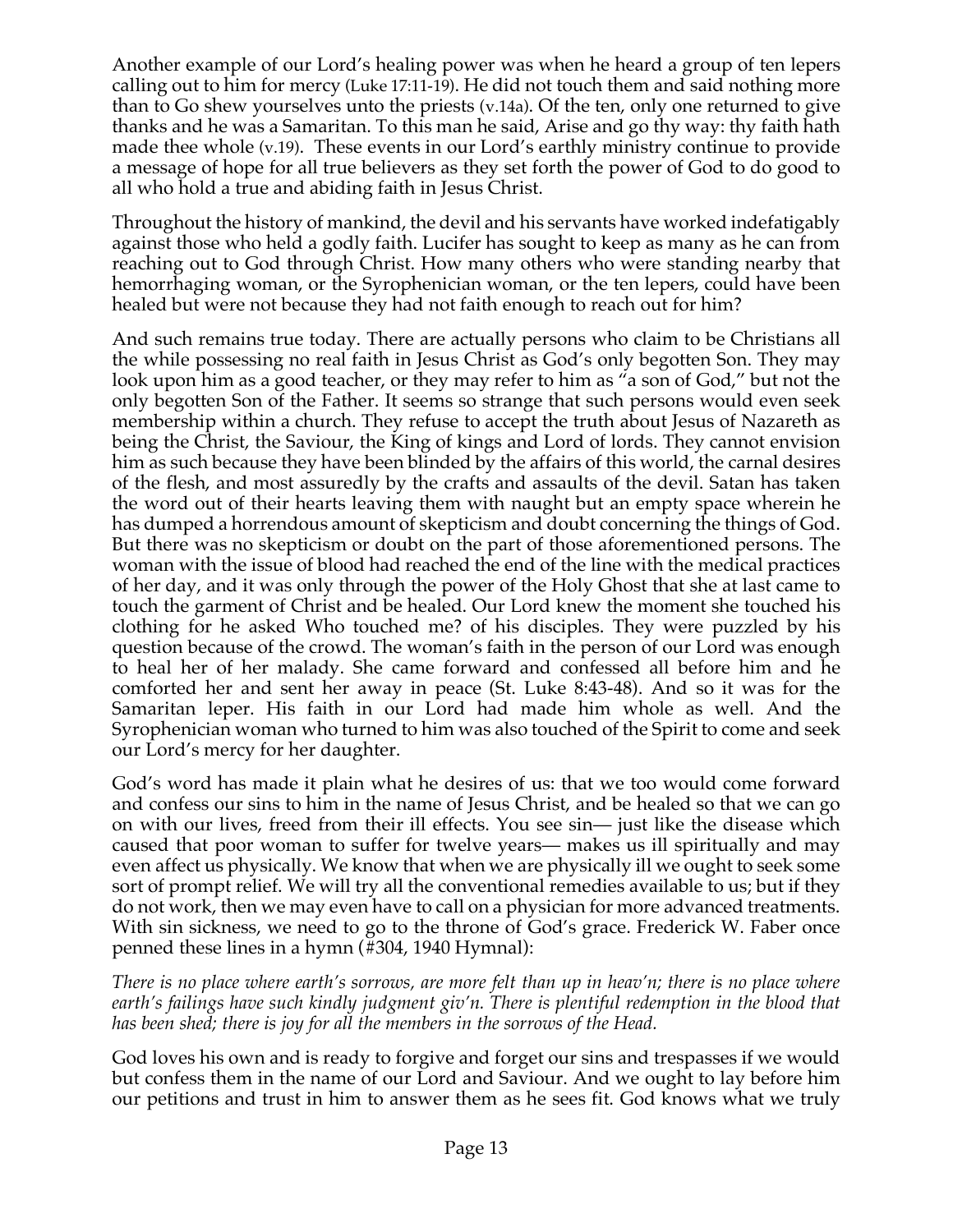Another example of our Lord's healing power was when he heard a group of ten lepers calling out to him for mercy (Luke 17:11-19). He did not touch them and said nothing more than to Go shew yourselves unto the priests (v.14a). Of the ten, only one returned to give thanks and he was a Samaritan. To this man he said, Arise and go thy way: thy faith hath made thee whole (v.19). These events in our Lord's earthly ministry continue to provide a message of hope for all true believers as they set forth the power of God to do good to all who hold a true and abiding faith in Jesus Christ.

Throughout the history of mankind, the devil and his servants have worked indefatigably against those who held a godly faith. Lucifer has sought to keep as many as he can from reaching out to God through Christ. How many others who were standing nearby that hemorrhaging woman, or the Syrophenician woman, or the ten lepers, could have been healed but were not because they had not faith enough to reach out for him?

And such remains true today. There are actually persons who claim to be Christians all the while possessing no real faith in Jesus Christ as God's only begotten Son. They may look upon him as a good teacher, or they may refer to him as "a son of God," but not the only begotten Son of the Father. It seems so strange that such persons would even seek membership within a church. They refuse to accept the truth about Jesus of Nazareth as being the Christ, the Saviour, the King of kings and Lord of lords. They cannot envision him as such because they have been blinded by the affairs of this world, the carnal desires of the flesh, and most assuredly by the crafts and assaults of the devil. Satan has taken the word out of their hearts leaving them with naught but an empty space wherein he has dumped a horrendous amount of skepticism and doubt concerning the things of God. But there was no skepticism or doubt on the part of those aforementioned persons. The woman with the issue of blood had reached the end of the line with the medical practices of her day, and it was only through the power of the Holy Ghost that she at last came to touch the garment of Christ and be healed. Our Lord knew the moment she touched his clothing for he asked Who touched me? of his disciples. They were puzzled by his question because of the crowd. The woman's faith in the person of our Lord was enough to heal her of her malady. She came forward and confessed all before him and he comforted her and sent her away in peace (St. Luke 8:43-48). And so it was for the Samaritan leper. His faith in our Lord had made him whole as well. And the Syrophenician woman who turned to him was also touched of the Spirit to come and seek our Lord's mercy for her daughter.

God's word has made it plain what he desires of us: that we too would come forward and confess our sins to him in the name of Jesus Christ, and be healed so that we can go on with our lives, freed from their ill effects. You see sin— just like the disease which caused that poor woman to suffer for twelve years— makes us ill spiritually and may even affect us physically. We know that when we are physically ill we ought to seek some sort of prompt relief. We will try all the conventional remedies available to us; but if they do not work, then we may even have to call on a physician for more advanced treatments. With sin sickness, we need to go to the throne of God's grace. Frederick W. Faber once penned these lines in a hymn (#304, 1940 Hymnal):

*There is no place where earth's sorrows, are more felt than up in heav'n; there is no place where earth's failings have such kindly judgment giv'n. There is plentiful redemption in the blood that has been shed; there is joy for all the members in the sorrows of the Head.*

God loves his own and is ready to forgive and forget our sins and trespasses if we would but confess them in the name of our Lord and Saviour. And we ought to lay before him our petitions and trust in him to answer them as he sees fit. God knows what we truly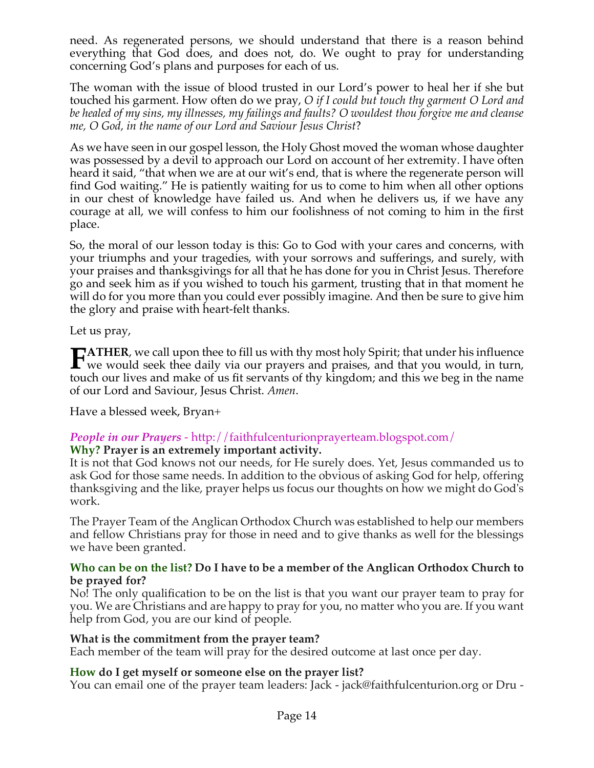need. As regenerated persons, we should understand that there is a reason behind everything that God does, and does not, do. We ought to pray for understanding concerning God's plans and purposes for each of us.

The woman with the issue of blood trusted in our Lord's power to heal her if she but touched his garment. How often do we pray, *O if I could but touch thy garment O Lord and be healed of my sins, my illnesses, my failings and faults? O wouldest thou forgive me and cleanse me, O God, in the name of our Lord and Saviour Jesus Christ*?

As we have seen in our gospel lesson, the Holy Ghost moved the woman whose daughter was possessed by a devil to approach our Lord on account of her extremity. I have often heard it said, "that when we are at our wit's end, that is where the regenerate person will find God waiting." He is patiently waiting for us to come to him when all other options in our chest of knowledge have failed us. And when he delivers us, if we have any courage at all, we will confess to him our foolishness of not coming to him in the first place.

So, the moral of our lesson today is this: Go to God with your cares and concerns, with your triumphs and your tragedies, with your sorrows and sufferings, and surely, with your praises and thanksgivings for all that he has done for you in Christ Jesus. Therefore go and seek him as if you wished to touch his garment, trusting that in that moment he will do for you more than you could ever possibly imagine. And then be sure to give him the glory and praise with heart-felt thanks.

Let us pray,

**FATHER**, we call upon thee to fill us with thy most holy Spirit; that under his influence we would seek thee daily via our prayers and praises, and that you would, in turn, touch our lives and make of us fit servants of thy kingdom; and this we beg in the name of our Lord and Saviour, Jesus Christ. *Amen*.

Have a blessed week, Bryan+

***People in our Prayers*** - http://faithfulcenturionprayerteam.blogspot.com/

**Why? Prayer is an extremely important activity.**

It is not that God knows not our needs, for He surely does. Yet, Jesus commanded us to ask God for those same needs. In addition to the obvious of asking God for help, offering thanksgiving and the like, prayer helps us focus our thoughts on how we might do God's work.

The Prayer Team of the Anglican Orthodox Church was established to help our members and fellow Christians pray for those in need and to give thanks as well for the blessings we have been granted.

**Who can be on the list? Do I have to be a member of the Anglican Orthodox Church to be prayed for?**

No! The only qualification to be on the list is that you want our prayer team to pray for you. We are Christians and are happy to pray for you, no matter who you are. If you want help from God, you are our kind of people.

**What is the commitment from the prayer team?**

Each member of the team will pray for the desired outcome at last once per day.

**How do I get myself or someone else on the prayer list?**

You can email one of the prayer team leaders: Jack - jack@faithfulcenturion.org or Dru -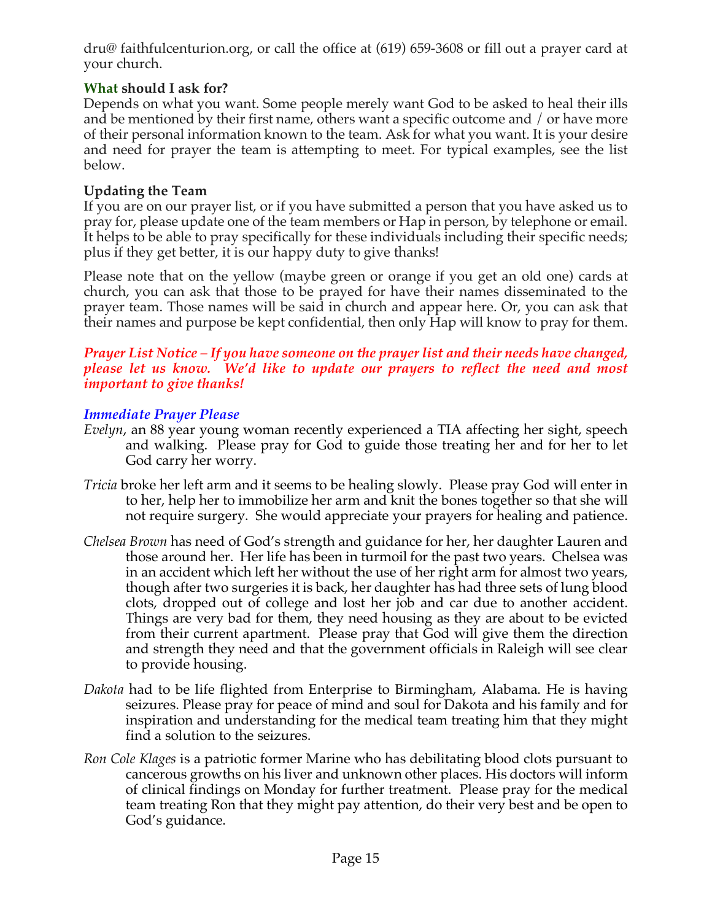dru@ faithfulcenturion.org, or call the office at (619) 659-3608 or fill out a prayer card at your church.

### What should I ask for?

Depends on what you want. Some people merely want God to be asked to heal their ills and be mentioned by their first name, others want a specific outcome and / or have more of their personal information known to the team. Ask for what you want. It is your desire and need for prayer the team is attempting to meet. For typical examples, see the list below.

### Updating the Team

If you are on our prayer list, or if you have submitted a person that you have asked us to pray for, please update one of the team members or Hap in person, by telephone or email. It helps to be able to pray specifically for these individuals including their specific needs; plus if they get better, it is our happy duty to give thanks!

Please note that on the yellow (maybe green or orange if you get an old one) cards at church, you can ask that those to be prayed for have their names disseminated to the prayer team. Those names will be said in church and appear here. Or, you can ask that their names and purpose be kept confidential, then only Hap will know to pray for them.

***Prayer List Notice – If you have someone on the prayer list and their needs have changed, please let us know. We'd like to update our prayers to reflect the need and most important to give thanks!***

### *Immediate Prayer Please*

*Evelyn*, an 88 year young woman recently experienced a TIA affecting her sight, speech and walking. Please pray for God to guide those treating her and for her to let God carry her worry.

*Tricia* broke her left arm and it seems to be healing slowly. Please pray God will enter in to her, help her to immobilize her arm and knit the bones together so that she will not require surgery. She would appreciate your prayers for healing and patience.

*Chelsea Brown* has need of God's strength and guidance for her, her daughter Lauren and those around her. Her life has been in turmoil for the past two years. Chelsea was in an accident which left her without the use of her right arm for almost two years, though after two surgeries it is back, her daughter has had three sets of lung blood clots, dropped out of college and lost her job and car due to another accident. Things are very bad for them, they need housing as they are about to be evicted from their current apartment. Please pray that God will give them the direction and strength they need and that the government officials in Raleigh will see clear to provide housing.

*Dakota* had to be life flighted from Enterprise to Birmingham, Alabama. He is having seizures. Please pray for peace of mind and soul for Dakota and his family and for inspiration and understanding for the medical team treating him that they might find a solution to the seizures.

*Ron Cole Klages* is a patriotic former Marine who has debilitating blood clots pursuant to cancerous growths on his liver and unknown other places. His doctors will inform of clinical findings on Monday for further treatment. Please pray for the medical team treating Ron that they might pay attention, do their very best and be open to God's guidance.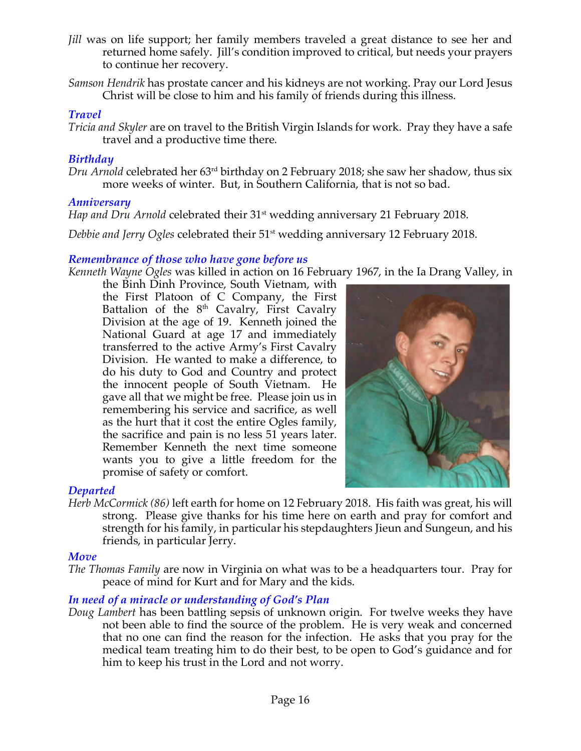*Jill* was on life support; her family members traveled a great distance to see her and returned home safely. Jill's condition improved to critical, but needs your prayers to continue her recovery.

*Samson Hendrik* has prostate cancer and his kidneys are not working. Pray our Lord Jesus Christ will be close to him and his family of friends during this illness.

### *Travel*

*Tricia and Skyler* are on travel to the British Virgin Islands for work. Pray they have a safe travel and a productive time there.

### *Birthday*

*Dru Arnold* celebrated her 63rd birthday on 2 February 2018; she saw her shadow, thus six more weeks of winter. But, in Southern California, that is not so bad.

### *Anniversary*

*Hap and Dru Arnold* celebrated their 31st wedding anniversary 21 February 2018.

*Debbie and Jerry Ogles* celebrated their 51st wedding anniversary 12 February 2018.

### *Remembrance of those who have gone before us*

*Kenneth Wayne Ogles* was killed in action on 16 February 1967, in the Ia Drang Valley, in the Binh Dinh Province, South Vietnam, with the First Platoon of C Company, the First Battalion of the 8th Cavalry, First Cavalry Division at the age of 19. Kenneth joined the National Guard at age 17 and immediately transferred to the active Army's First Cavalry Division. He wanted to make a difference, to do his duty to God and Country and protect the innocent people of South Vietnam. He gave all that we might be free. Please join us in remembering his service and sacrifice, as well as the hurt that it cost the entire Ogles family, the sacrifice and pain is no less 51 years later. Remember Kenneth the next time someone wants you to give a little freedom for the promise of safety or comfort.

### *Departed*

*Herb McCormick (86)* left earth for home on 12 February 2018. His faith was great, his will strong. Please give thanks for his time here on earth and pray for comfort and strength for his family, in particular his stepdaughters Jieun and Sungeun, and his friends, in particular Jerry.

### *Move*

*The Thomas Family* are now in Virginia on what was to be a headquarters tour. Pray for peace of mind for Kurt and for Mary and the kids.

### *In need of a miracle or understanding of God's Plan*

*Doug Lambert* has been battling sepsis of unknown origin. For twelve weeks they have not been able to find the source of the problem. He is very weak and concerned that no one can find the reason for the infection. He asks that you pray for the medical team treating him to do their best, to be open to God's guidance and for him to keep his trust in the Lord and not worry.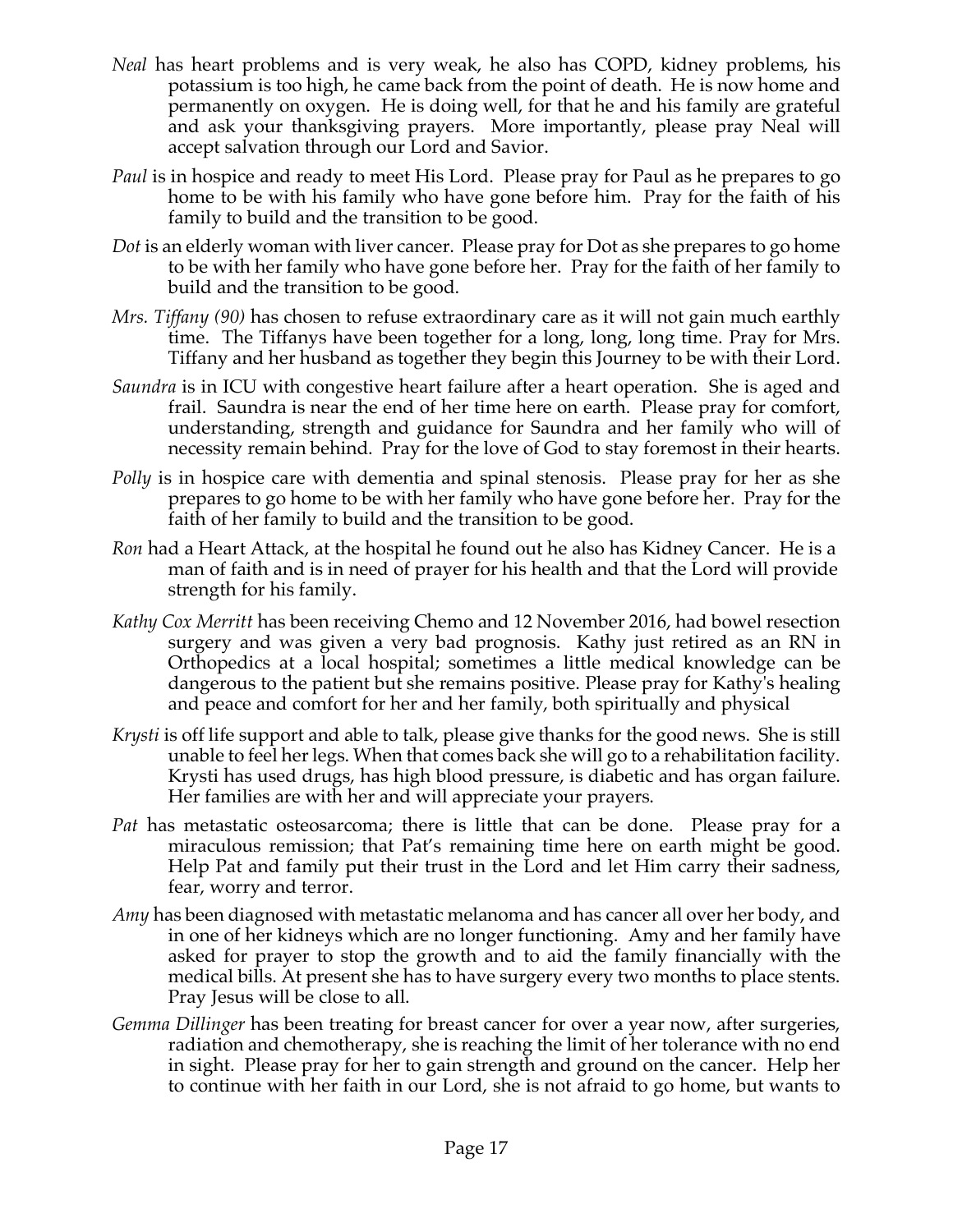*Neal* has heart problems and is very weak, he also has COPD, kidney problems, his potassium is too high, he came back from the point of death. He is now home and permanently on oxygen. He is doing well, for that he and his family are grateful and ask your thanksgiving prayers. More importantly, please pray Neal will accept salvation through our Lord and Savior.

*Paul* is in hospice and ready to meet His Lord. Please pray for Paul as he prepares to go home to be with his family who have gone before him. Pray for the faith of his family to build and the transition to be good.

*Dot* is an elderly woman with liver cancer. Please pray for Dot as she prepares to go home to be with her family who have gone before her. Pray for the faith of her family to build and the transition to be good.

*Mrs. Tiffany (90)* has chosen to refuse extraordinary care as it will not gain much earthly time. The Tiffanys have been together for a long, long, long time. Pray for Mrs. Tiffany and her husband as together they begin this Journey to be with their Lord.

*Saundra* is in ICU with congestive heart failure after a heart operation. She is aged and frail. Saundra is near the end of her time here on earth. Please pray for comfort, understanding, strength and guidance for Saundra and her family who will of necessity remain behind. Pray for the love of God to stay foremost in their hearts.

*Polly* is in hospice care with dementia and spinal stenosis. Please pray for her as she prepares to go home to be with her family who have gone before her. Pray for the faith of her family to build and the transition to be good.

*Ron* had a Heart Attack, at the hospital he found out he also has Kidney Cancer. He is a man of faith and is in need of prayer for his health and that the Lord will provide strength for his family.

*Kathy Cox Merritt* has been receiving Chemo and 12 November 2016, had bowel resection surgery and was given a very bad prognosis. Kathy just retired as an RN in Orthopedics at a local hospital; sometimes a little medical knowledge can be dangerous to the patient but she remains positive. Please pray for Kathy's healing and peace and comfort for her and her family, both spiritually and physical

*Krysti* is off life support and able to talk, please give thanks for the good news. She is still unable to feel her legs. When that comes back she will go to a rehabilitation facility. Krysti has used drugs, has high blood pressure, is diabetic and has organ failure. Her families are with her and will appreciate your prayers.

*Pat* has metastatic osteosarcoma; there is little that can be done. Please pray for a miraculous remission; that Pat's remaining time here on earth might be good. Help Pat and family put their trust in the Lord and let Him carry their sadness, fear, worry and terror.

*Amy* has been diagnosed with metastatic melanoma and has cancer all over her body, and in one of her kidneys which are no longer functioning. Amy and her family have asked for prayer to stop the growth and to aid the family financially with the medical bills. At present she has to have surgery every two months to place stents. Pray Jesus will be close to all.

*Gemma Dillinger* has been treating for breast cancer for over a year now, after surgeries, radiation and chemotherapy, she is reaching the limit of her tolerance with no end in sight. Please pray for her to gain strength and ground on the cancer. Help her to continue with her faith in our Lord, she is not afraid to go home, but wants to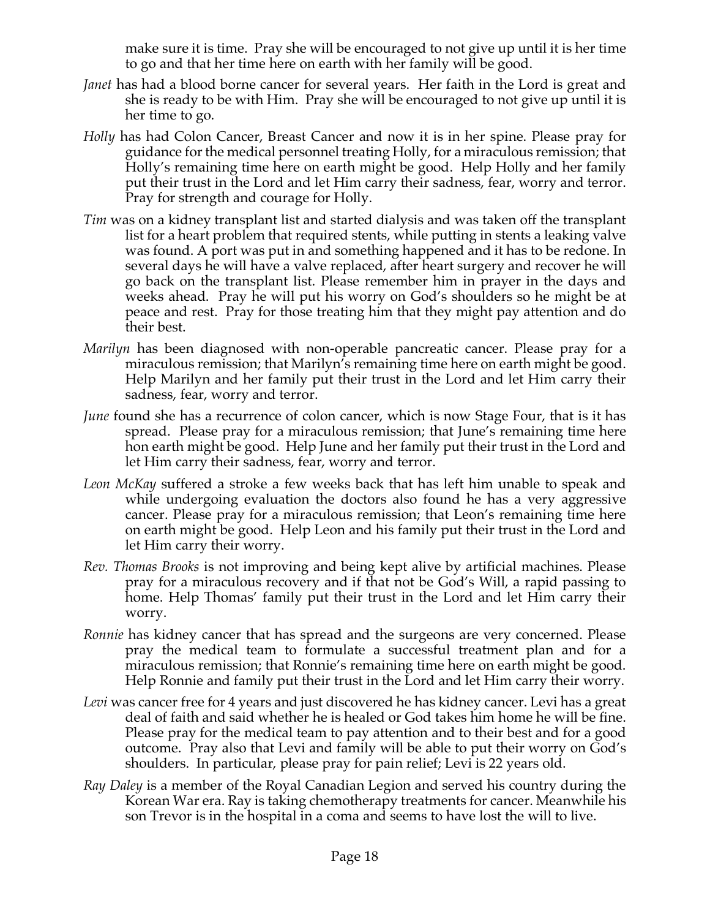make sure it is time. Pray she will be encouraged to not give up until it is her time to go and that her time here on earth with her family will be good.

*Janet* has had a blood borne cancer for several years. Her faith in the Lord is great and she is ready to be with Him. Pray she will be encouraged to not give up until it is her time to go.

*Holly* has had Colon Cancer, Breast Cancer and now it is in her spine. Please pray for guidance for the medical personnel treating Holly, for a miraculous remission; that Holly's remaining time here on earth might be good. Help Holly and her family put their trust in the Lord and let Him carry their sadness, fear, worry and terror. Pray for strength and courage for Holly.

*Tim* was on a kidney transplant list and started dialysis and was taken off the transplant list for a heart problem that required stents, while putting in stents a leaking valve was found. A port was put in and something happened and it has to be redone. In several days he will have a valve replaced, after heart surgery and recover he will go back on the transplant list. Please remember him in prayer in the days and weeks ahead. Pray he will put his worry on God's shoulders so he might be at peace and rest. Pray for those treating him that they might pay attention and do their best.

*Marilyn* has been diagnosed with non-operable pancreatic cancer. Please pray for a miraculous remission; that Marilyn's remaining time here on earth might be good. Help Marilyn and her family put their trust in the Lord and let Him carry their sadness, fear, worry and terror.

*June* found she has a recurrence of colon cancer, which is now Stage Four, that is it has spread. Please pray for a miraculous remission; that June's remaining time here hon earth might be good. Help June and her family put their trust in the Lord and let Him carry their sadness, fear, worry and terror.

*Leon McKay* suffered a stroke a few weeks back that has left him unable to speak and while undergoing evaluation the doctors also found he has a very aggressive cancer. Please pray for a miraculous remission; that Leon's remaining time here on earth might be good. Help Leon and his family put their trust in the Lord and let Him carry their worry.

*Rev. Thomas Brooks* is not improving and being kept alive by artificial machines. Please pray for a miraculous recovery and if that not be God's Will, a rapid passing to home. Help Thomas' family put their trust in the Lord and let Him carry their worry.

*Ronnie* has kidney cancer that has spread and the surgeons are very concerned. Please pray the medical team to formulate a successful treatment plan and for a miraculous remission; that Ronnie's remaining time here on earth might be good. Help Ronnie and family put their trust in the Lord and let Him carry their worry.

*Levi* was cancer free for 4 years and just discovered he has kidney cancer. Levi has a great deal of faith and said whether he is healed or God takes him home he will be fine. Please pray for the medical team to pay attention and to their best and for a good outcome. Pray also that Levi and family will be able to put their worry on God's shoulders. In particular, please pray for pain relief; Levi is 22 years old.

*Ray Daley* is a member of the Royal Canadian Legion and served his country during the Korean War era. Ray is taking chemotherapy treatments for cancer. Meanwhile his son Trevor is in the hospital in a coma and seems to have lost the will to live.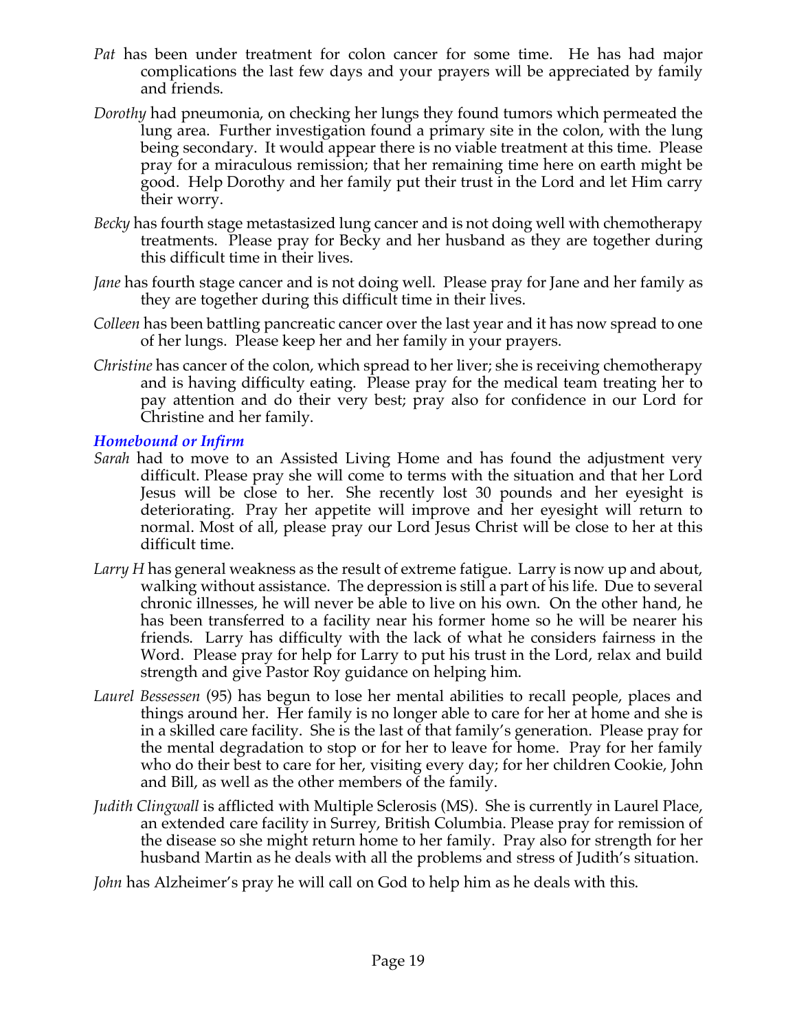*Pat* has been under treatment for colon cancer for some time. He has had major complications the last few days and your prayers will be appreciated by family and friends.

*Dorothy* had pneumonia, on checking her lungs they found tumors which permeated the lung area. Further investigation found a primary site in the colon, with the lung being secondary. It would appear there is no viable treatment at this time. Please pray for a miraculous remission; that her remaining time here on earth might be good. Help Dorothy and her family put their trust in the Lord and let Him carry their worry.

*Becky* has fourth stage metastasized lung cancer and is not doing well with chemotherapy treatments. Please pray for Becky and her husband as they are together during this difficult time in their lives.

*Jane* has fourth stage cancer and is not doing well. Please pray for Jane and her family as they are together during this difficult time in their lives.

*Colleen* has been battling pancreatic cancer over the last year and it has now spread to one of her lungs. Please keep her and her family in your prayers.

*Christine* has cancer of the colon, which spread to her liver; she is receiving chemotherapy and is having difficulty eating. Please pray for the medical team treating her to pay attention and do their very best; pray also for confidence in our Lord for Christine and her family.

### *Homebound or Infirm*

*Sarah* had to move to an Assisted Living Home and has found the adjustment very difficult. Please pray she will come to terms with the situation and that her Lord Jesus will be close to her. She recently lost 30 pounds and her eyesight is deteriorating. Pray her appetite will improve and her eyesight will return to normal. Most of all, please pray our Lord Jesus Christ will be close to her at this difficult time.

*Larry H* has general weakness as the result of extreme fatigue. Larry is now up and about, walking without assistance. The depression is still a part of his life. Due to several chronic illnesses, he will never be able to live on his own. On the other hand, he has been transferred to a facility near his former home so he will be nearer his friends. Larry has difficulty with the lack of what he considers fairness in the Word. Please pray for help for Larry to put his trust in the Lord, relax and build strength and give Pastor Roy guidance on helping him.

*Laurel Bessessen* (95) has begun to lose her mental abilities to recall people, places and things around her. Her family is no longer able to care for her at home and she is in a skilled care facility. She is the last of that family's generation. Please pray for the mental degradation to stop or for her to leave for home. Pray for her family who do their best to care for her, visiting every day; for her children Cookie, John and Bill, as well as the other members of the family.

*Judith Clingwall* is afflicted with Multiple Sclerosis (MS). She is currently in Laurel Place, an extended care facility in Surrey, British Columbia. Please pray for remission of the disease so she might return home to her family. Pray also for strength for her husband Martin as he deals with all the problems and stress of Judith's situation.

*John* has Alzheimer's pray he will call on God to help him as he deals with this.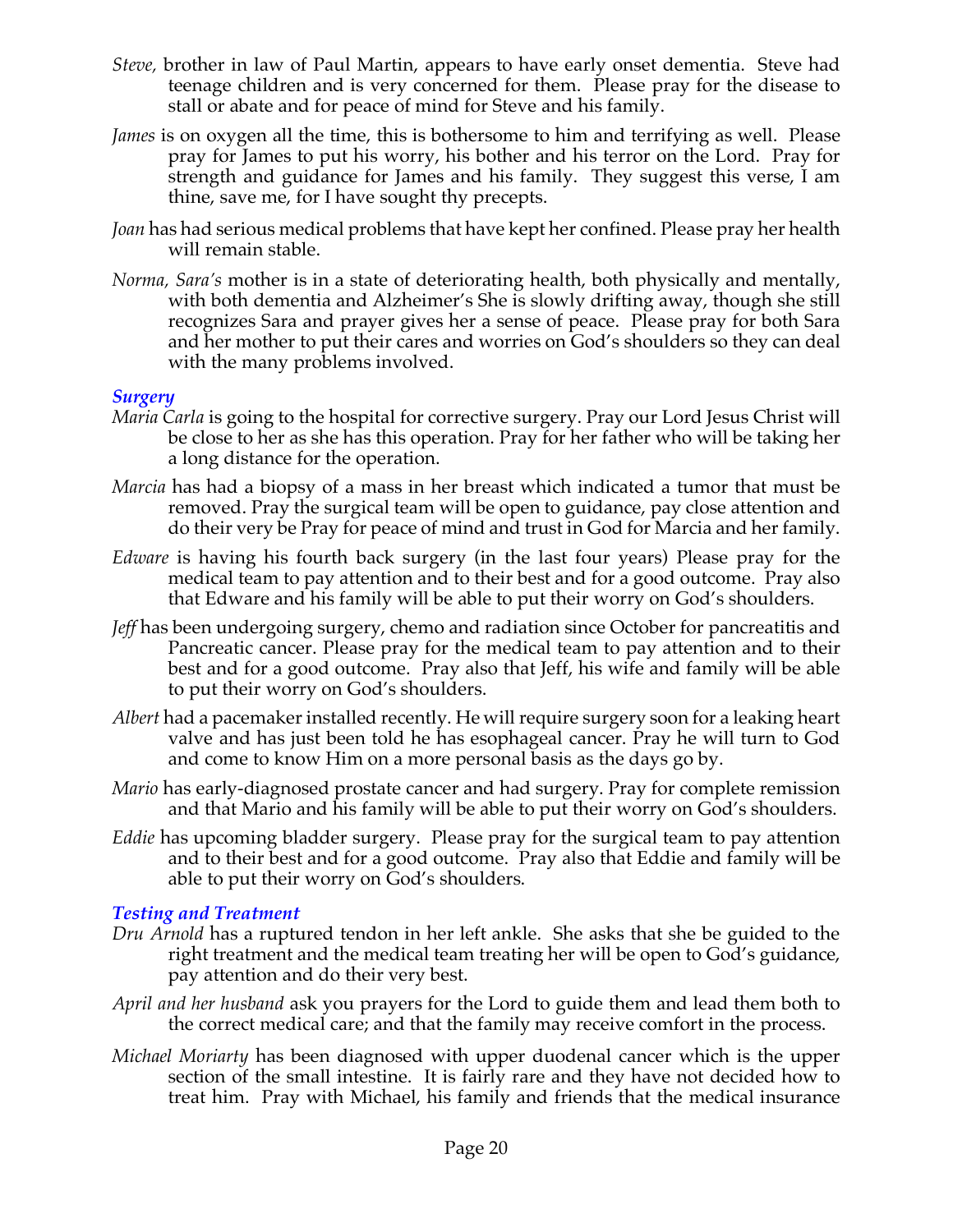*Steve,* brother in law of Paul Martin, appears to have early onset dementia. Steve had teenage children and is very concerned for them. Please pray for the disease to stall or abate and for peace of mind for Steve and his family.

*James* is on oxygen all the time, this is bothersome to him and terrifying as well. Please pray for James to put his worry, his bother and his terror on the Lord. Pray for strength and guidance for James and his family. They suggest this verse, I am thine, save me, for I have sought thy precepts.

*Joan* has had serious medical problems that have kept her confined. Please pray her health will remain stable.

*Norma, Sara's* mother is in a state of deteriorating health, both physically and mentally, with both dementia and Alzheimer's She is slowly drifting away, though she still recognizes Sara and prayer gives her a sense of peace. Please pray for both Sara and her mother to put their cares and worries on God's shoulders so they can deal with the many problems involved.

### *Surgery*

*Maria Carla* is going to the hospital for corrective surgery. Pray our Lord Jesus Christ will be close to her as she has this operation. Pray for her father who will be taking her a long distance for the operation.

*Marcia* has had a biopsy of a mass in her breast which indicated a tumor that must be removed. Pray the surgical team will be open to guidance, pay close attention and do their very be Pray for peace of mind and trust in God for Marcia and her family.

*Edware* is having his fourth back surgery (in the last four years) Please pray for the medical team to pay attention and to their best and for a good outcome. Pray also that Edware and his family will be able to put their worry on God's shoulders.

*Jeff* has been undergoing surgery, chemo and radiation since October for pancreatitis and Pancreatic cancer. Please pray for the medical team to pay attention and to their best and for a good outcome. Pray also that Jeff, his wife and family will be able to put their worry on God's shoulders.

*Albert* had a pacemaker installed recently. He will require surgery soon for a leaking heart valve and has just been told he has esophageal cancer. Pray he will turn to God and come to know Him on a more personal basis as the days go by.

*Mario* has early-diagnosed prostate cancer and had surgery. Pray for complete remission and that Mario and his family will be able to put their worry on God's shoulders.

*Eddie* has upcoming bladder surgery. Please pray for the surgical team to pay attention and to their best and for a good outcome. Pray also that Eddie and family will be able to put their worry on God's shoulders.

### *Testing and Treatment*

*Dru Arnold* has a ruptured tendon in her left ankle. She asks that she be guided to the right treatment and the medical team treating her will be open to God's guidance, pay attention and do their very best.

*April and her husband* ask you prayers for the Lord to guide them and lead them both to the correct medical care; and that the family may receive comfort in the process.

*Michael Moriarty* has been diagnosed with upper duodenal cancer which is the upper section of the small intestine. It is fairly rare and they have not decided how to treat him. Pray with Michael, his family and friends that the medical insurance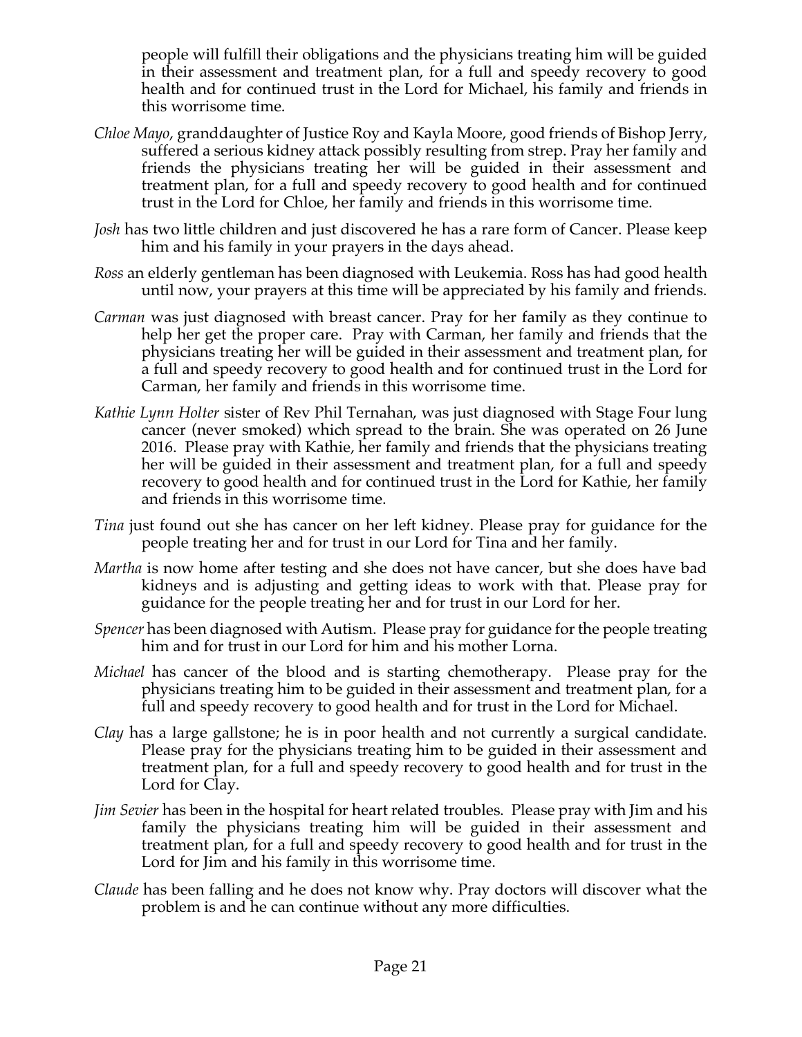people will fulfill their obligations and the physicians treating him will be guided in their assessment and treatment plan, for a full and speedy recovery to good health and for continued trust in the Lord for Michael, his family and friends in this worrisome time.

*Chloe Mayo*, granddaughter of Justice Roy and Kayla Moore, good friends of Bishop Jerry, suffered a serious kidney attack possibly resulting from strep. Pray her family and friends the physicians treating her will be guided in their assessment and treatment plan, for a full and speedy recovery to good health and for continued trust in the Lord for Chloe, her family and friends in this worrisome time.

*Josh* has two little children and just discovered he has a rare form of Cancer. Please keep him and his family in your prayers in the days ahead.

*Ross* an elderly gentleman has been diagnosed with Leukemia. Ross has had good health until now, your prayers at this time will be appreciated by his family and friends.

*Carman* was just diagnosed with breast cancer. Pray for her family as they continue to help her get the proper care. Pray with Carman, her family and friends that the physicians treating her will be guided in their assessment and treatment plan, for a full and speedy recovery to good health and for continued trust in the Lord for Carman, her family and friends in this worrisome time.

*Kathie Lynn Holter* sister of Rev Phil Ternahan, was just diagnosed with Stage Four lung cancer (never smoked) which spread to the brain. She was operated on 26 June 2016. Please pray with Kathie, her family and friends that the physicians treating her will be guided in their assessment and treatment plan, for a full and speedy recovery to good health and for continued trust in the Lord for Kathie, her family and friends in this worrisome time.

*Tina* just found out she has cancer on her left kidney. Please pray for guidance for the people treating her and for trust in our Lord for Tina and her family.

*Martha* is now home after testing and she does not have cancer, but she does have bad kidneys and is adjusting and getting ideas to work with that. Please pray for guidance for the people treating her and for trust in our Lord for her.

*Spencer* has been diagnosed with Autism. Please pray for guidance for the people treating him and for trust in our Lord for him and his mother Lorna.

*Michael* has cancer of the blood and is starting chemotherapy. Please pray for the physicians treating him to be guided in their assessment and treatment plan, for a full and speedy recovery to good health and for trust in the Lord for Michael.

*Clay* has a large gallstone; he is in poor health and not currently a surgical candidate. Please pray for the physicians treating him to be guided in their assessment and treatment plan, for a full and speedy recovery to good health and for trust in the Lord for Clay.

*Jim Sevier* has been in the hospital for heart related troubles. Please pray with Jim and his family the physicians treating him will be guided in their assessment and treatment plan, for a full and speedy recovery to good health and for trust in the Lord for Jim and his family in this worrisome time.

*Claude* has been falling and he does not know why. Pray doctors will discover what the problem is and he can continue without any more difficulties.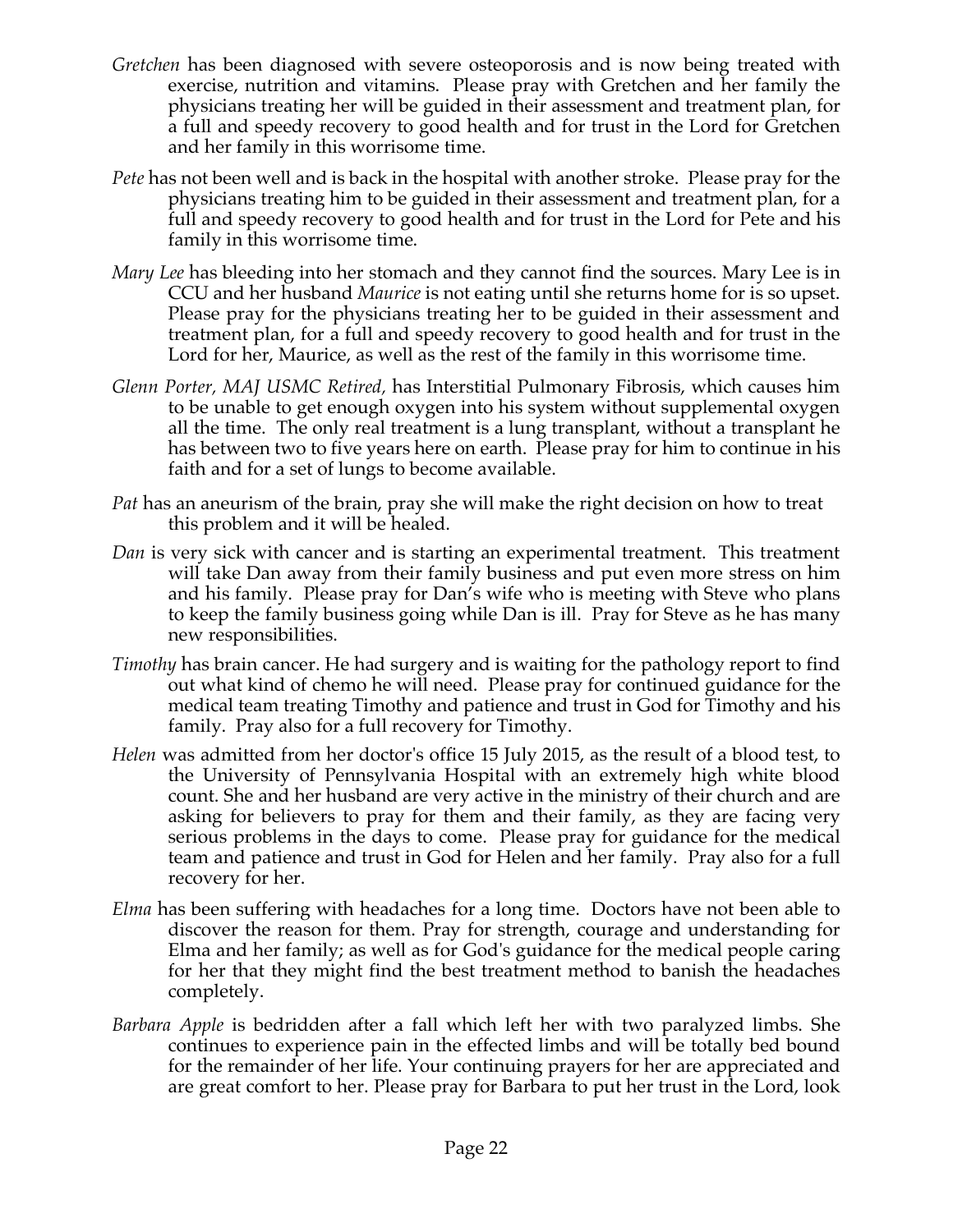*Gretchen* has been diagnosed with severe osteoporosis and is now being treated with exercise, nutrition and vitamins. Please pray with Gretchen and her family the physicians treating her will be guided in their assessment and treatment plan, for a full and speedy recovery to good health and for trust in the Lord for Gretchen and her family in this worrisome time.

*Pete* has not been well and is back in the hospital with another stroke. Please pray for the physicians treating him to be guided in their assessment and treatment plan, for a full and speedy recovery to good health and for trust in the Lord for Pete and his family in this worrisome time.

*Mary Lee* has bleeding into her stomach and they cannot find the sources. Mary Lee is in CCU and her husband *Maurice* is not eating until she returns home for is so upset. Please pray for the physicians treating her to be guided in their assessment and treatment plan, for a full and speedy recovery to good health and for trust in the Lord for her, Maurice, as well as the rest of the family in this worrisome time.

*Glenn Porter, MAJ USMC Retired,* has Interstitial Pulmonary Fibrosis, which causes him to be unable to get enough oxygen into his system without supplemental oxygen all the time. The only real treatment is a lung transplant, without a transplant he has between two to five years here on earth. Please pray for him to continue in his faith and for a set of lungs to become available.

*Pat* has an aneurism of the brain, pray she will make the right decision on how to treat this problem and it will be healed.

*Dan* is very sick with cancer and is starting an experimental treatment. This treatment will take Dan away from their family business and put even more stress on him and his family. Please pray for Dan's wife who is meeting with Steve who plans to keep the family business going while Dan is ill. Pray for Steve as he has many new responsibilities.

*Timothy* has brain cancer. He had surgery and is waiting for the pathology report to find out what kind of chemo he will need. Please pray for continued guidance for the medical team treating Timothy and patience and trust in God for Timothy and his family. Pray also for a full recovery for Timothy.

*Helen* was admitted from her doctor's office 15 July 2015, as the result of a blood test, to the University of Pennsylvania Hospital with an extremely high white blood count. She and her husband are very active in the ministry of their church and are asking for believers to pray for them and their family, as they are facing very serious problems in the days to come. Please pray for guidance for the medical team and patience and trust in God for Helen and her family. Pray also for a full recovery for her.

*Elma* has been suffering with headaches for a long time. Doctors have not been able to discover the reason for them. Pray for strength, courage and understanding for Elma and her family; as well as for God's guidance for the medical people caring for her that they might find the best treatment method to banish the headaches completely.

*Barbara Apple* is bedridden after a fall which left her with two paralyzed limbs. She continues to experience pain in the effected limbs and will be totally bed bound for the remainder of her life. Your continuing prayers for her are appreciated and are great comfort to her. Please pray for Barbara to put her trust in the Lord, look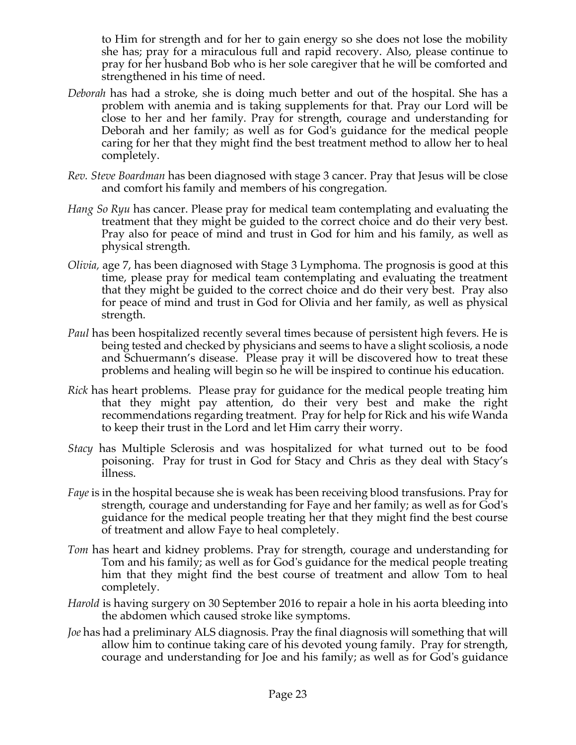to Him for strength and for her to gain energy so she does not lose the mobility she has; pray for a miraculous full and rapid recovery. Also, please continue to pray for her husband Bob who is her sole caregiver that he will be comforted and strengthened in his time of need.

*Deborah* has had a stroke, she is doing much better and out of the hospital. She has a problem with anemia and is taking supplements for that. Pray our Lord will be close to her and her family. Pray for strength, courage and understanding for Deborah and her family; as well as for God's guidance for the medical people caring for her that they might find the best treatment method to allow her to heal completely.

*Rev. Steve Boardman* has been diagnosed with stage 3 cancer. Pray that Jesus will be close and comfort his family and members of his congregation.

*Hang So Ryu* has cancer. Please pray for medical team contemplating and evaluating the treatment that they might be guided to the correct choice and do their very best. Pray also for peace of mind and trust in God for him and his family, as well as physical strength.

*Olivia,* age 7, has been diagnosed with Stage 3 Lymphoma. The prognosis is good at this time, please pray for medical team contemplating and evaluating the treatment that they might be guided to the correct choice and do their very best. Pray also for peace of mind and trust in God for Olivia and her family, as well as physical strength.

*Paul* has been hospitalized recently several times because of persistent high fevers. He is being tested and checked by physicians and seems to have a slight scoliosis, a node and Schuermann's disease. Please pray it will be discovered how to treat these problems and healing will begin so he will be inspired to continue his education.

*Rick* has heart problems. Please pray for guidance for the medical people treating him that they might pay attention, do their very best and make the right recommendations regarding treatment. Pray for help for Rick and his wife Wanda to keep their trust in the Lord and let Him carry their worry.

*Stacy* has Multiple Sclerosis and was hospitalized for what turned out to be food poisoning. Pray for trust in God for Stacy and Chris as they deal with Stacy's illness.

*Faye* is in the hospital because she is weak has been receiving blood transfusions. Pray for strength, courage and understanding for Faye and her family; as well as for God's guidance for the medical people treating her that they might find the best course of treatment and allow Faye to heal completely.

*Tom* has heart and kidney problems. Pray for strength, courage and understanding for Tom and his family; as well as for God's guidance for the medical people treating him that they might find the best course of treatment and allow Tom to heal completely.

*Harold* is having surgery on 30 September 2016 to repair a hole in his aorta bleeding into the abdomen which caused stroke like symptoms.

*Joe* has had a preliminary ALS diagnosis. Pray the final diagnosis will something that will allow him to continue taking care of his devoted young family. Pray for strength, courage and understanding for Joe and his family; as well as for God's guidance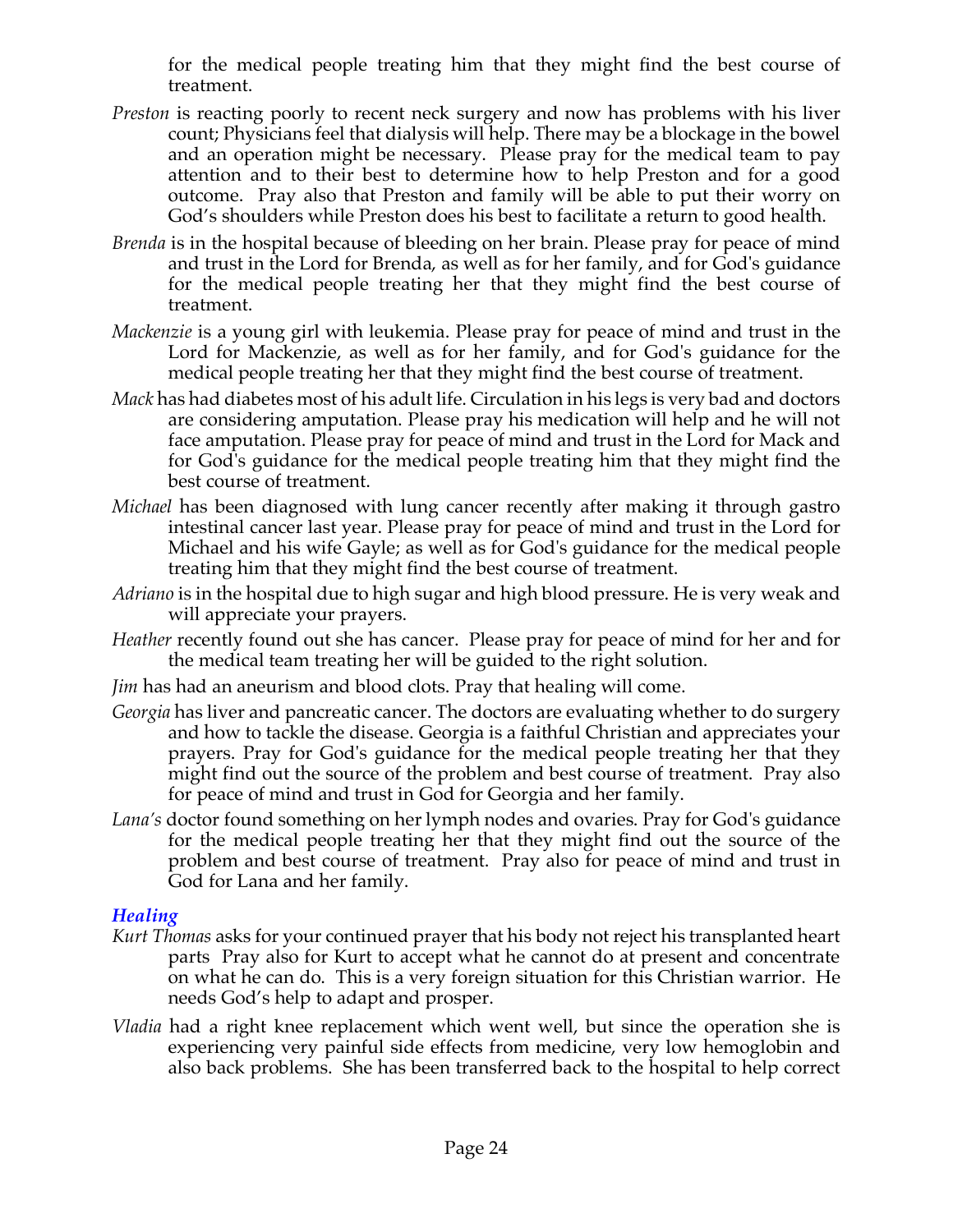for the medical people treating him that they might find the best course of treatment.

*Preston* is reacting poorly to recent neck surgery and now has problems with his liver count; Physicians feel that dialysis will help. There may be a blockage in the bowel and an operation might be necessary. Please pray for the medical team to pay attention and to their best to determine how to help Preston and for a good outcome. Pray also that Preston and family will be able to put their worry on God's shoulders while Preston does his best to facilitate a return to good health.

*Brenda* is in the hospital because of bleeding on her brain. Please pray for peace of mind and trust in the Lord for Brenda, as well as for her family, and for God's guidance for the medical people treating her that they might find the best course of treatment.

*Mackenzie* is a young girl with leukemia. Please pray for peace of mind and trust in the Lord for Mackenzie, as well as for her family, and for God's guidance for the medical people treating her that they might find the best course of treatment.

*Mack* has had diabetes most of his adult life. Circulation in his legs is very bad and doctors are considering amputation. Please pray his medication will help and he will not face amputation. Please pray for peace of mind and trust in the Lord for Mack and for God's guidance for the medical people treating him that they might find the best course of treatment.

*Michael* has been diagnosed with lung cancer recently after making it through gastro intestinal cancer last year. Please pray for peace of mind and trust in the Lord for Michael and his wife Gayle; as well as for God's guidance for the medical people treating him that they might find the best course of treatment.

*Adriano* is in the hospital due to high sugar and high blood pressure. He is very weak and will appreciate your prayers.

*Heather* recently found out she has cancer. Please pray for peace of mind for her and for the medical team treating her will be guided to the right solution.

*Jim* has had an aneurism and blood clots. Pray that healing will come.

*Georgia* has liver and pancreatic cancer. The doctors are evaluating whether to do surgery and how to tackle the disease. Georgia is a faithful Christian and appreciates your prayers. Pray for God's guidance for the medical people treating her that they might find out the source of the problem and best course of treatment. Pray also for peace of mind and trust in God for Georgia and her family.

*Lana's* doctor found something on her lymph nodes and ovaries. Pray for God's guidance for the medical people treating her that they might find out the source of the problem and best course of treatment. Pray also for peace of mind and trust in God for Lana and her family.

### *Healing*

*Kurt Thomas* asks for your continued prayer that his body not reject his transplanted heart parts Pray also for Kurt to accept what he cannot do at present and concentrate on what he can do. This is a very foreign situation for this Christian warrior. He needs God's help to adapt and prosper.

*Vladia* had a right knee replacement which went well, but since the operation she is experiencing very painful side effects from medicine, very low hemoglobin and also back problems. She has been transferred back to the hospital to help correct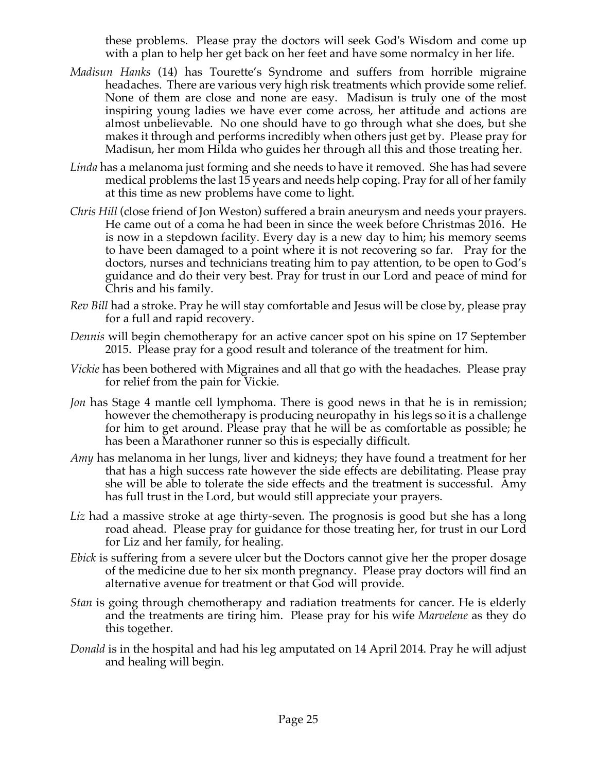these problems. Please pray the doctors will seek God's Wisdom and come up with a plan to help her get back on her feet and have some normalcy in her life.

*Madisun Hanks* (14) has Tourette's Syndrome and suffers from horrible migraine headaches. There are various very high risk treatments which provide some relief. None of them are close and none are easy. Madisun is truly one of the most inspiring young ladies we have ever come across, her attitude and actions are almost unbelievable. No one should have to go through what she does, but she makes it through and performs incredibly when others just get by. Please pray for Madisun, her mom Hilda who guides her through all this and those treating her.

*Linda* has a melanoma just forming and she needs to have it removed. She has had severe medical problems the last 15 years and needs help coping. Pray for all of her family at this time as new problems have come to light.

*Chris Hill* (close friend of Jon Weston) suffered a brain aneurysm and needs your prayers. He came out of a coma he had been in since the week before Christmas 2016. He is now in a stepdown facility. Every day is a new day to him; his memory seems to have been damaged to a point where it is not recovering so far. Pray for the doctors, nurses and technicians treating him to pay attention, to be open to God's guidance and do their very best. Pray for trust in our Lord and peace of mind for Chris and his family.

*Rev Bill* had a stroke. Pray he will stay comfortable and Jesus will be close by, please pray for a full and rapid recovery.

*Dennis* will begin chemotherapy for an active cancer spot on his spine on 17 September 2015. Please pray for a good result and tolerance of the treatment for him.

*Vickie* has been bothered with Migraines and all that go with the headaches. Please pray for relief from the pain for Vickie.

*Jon* has Stage 4 mantle cell lymphoma. There is good news in that he is in remission; however the chemotherapy is producing neuropathy in his legs so it is a challenge for him to get around. Please pray that he will be as comfortable as possible; he has been a Marathoner runner so this is especially difficult.

*Amy* has melanoma in her lungs, liver and kidneys; they have found a treatment for her that has a high success rate however the side effects are debilitating. Please pray she will be able to tolerate the side effects and the treatment is successful. Amy has full trust in the Lord, but would still appreciate your prayers.

*Liz* had a massive stroke at age thirty-seven. The prognosis is good but she has a long road ahead. Please pray for guidance for those treating her, for trust in our Lord for Liz and her family, for healing.

*Ebick* is suffering from a severe ulcer but the Doctors cannot give her the proper dosage of the medicine due to her six month pregnancy. Please pray doctors will find an alternative avenue for treatment or that God will provide.

*Stan* is going through chemotherapy and radiation treatments for cancer. He is elderly and the treatments are tiring him. Please pray for his wife *Marvelene* as they do this together.

*Donald* is in the hospital and had his leg amputated on 14 April 2014. Pray he will adjust and healing will begin.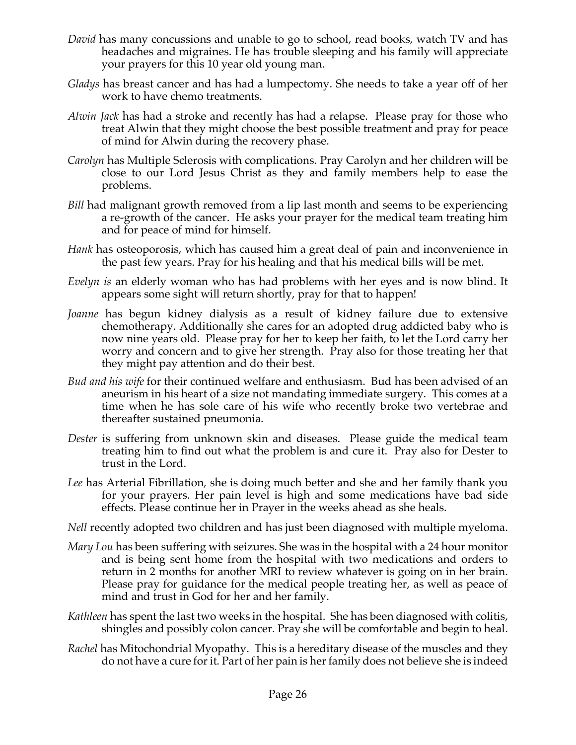*David* has many concussions and unable to go to school, read books, watch TV and has headaches and migraines. He has trouble sleeping and his family will appreciate your prayers for this 10 year old young man.

*Gladys* has breast cancer and has had a lumpectomy. She needs to take a year off of her work to have chemo treatments.

*Alwin Jack* has had a stroke and recently has had a relapse. Please pray for those who treat Alwin that they might choose the best possible treatment and pray for peace of mind for Alwin during the recovery phase.

*Carolyn* has Multiple Sclerosis with complications. Pray Carolyn and her children will be close to our Lord Jesus Christ as they and family members help to ease the problems.

*Bill* had malignant growth removed from a lip last month and seems to be experiencing a re-growth of the cancer. He asks your prayer for the medical team treating him and for peace of mind for himself.

*Hank* has osteoporosis, which has caused him a great deal of pain and inconvenience in the past few years. Pray for his healing and that his medical bills will be met.

*Evelyn is* an elderly woman who has had problems with her eyes and is now blind. It appears some sight will return shortly, pray for that to happen!

*Joanne* has begun kidney dialysis as a result of kidney failure due to extensive chemotherapy. Additionally she cares for an adopted drug addicted baby who is now nine years old. Please pray for her to keep her faith, to let the Lord carry her worry and concern and to give her strength. Pray also for those treating her that they might pay attention and do their best.

*Bud and his wife* for their continued welfare and enthusiasm. Bud has been advised of an aneurism in his heart of a size not mandating immediate surgery. This comes at a time when he has sole care of his wife who recently broke two vertebrae and thereafter sustained pneumonia.

*Dester* is suffering from unknown skin and diseases. Please guide the medical team treating him to find out what the problem is and cure it. Pray also for Dester to trust in the Lord.

*Lee* has Arterial Fibrillation, she is doing much better and she and her family thank you for your prayers. Her pain level is high and some medications have bad side effects. Please continue her in Prayer in the weeks ahead as she heals.

*Nell* recently adopted two children and has just been diagnosed with multiple myeloma.

*Mary Lou* has been suffering with seizures. She was in the hospital with a 24 hour monitor and is being sent home from the hospital with two medications and orders to return in 2 months for another MRI to review whatever is going on in her brain. Please pray for guidance for the medical people treating her, as well as peace of mind and trust in God for her and her family.

*Kathleen* has spent the last two weeks in the hospital. She has been diagnosed with colitis, shingles and possibly colon cancer. Pray she will be comfortable and begin to heal.

*Rachel* has Mitochondrial Myopathy. This is a hereditary disease of the muscles and they do not have a cure for it. Part of her pain is her family does not believe she is indeed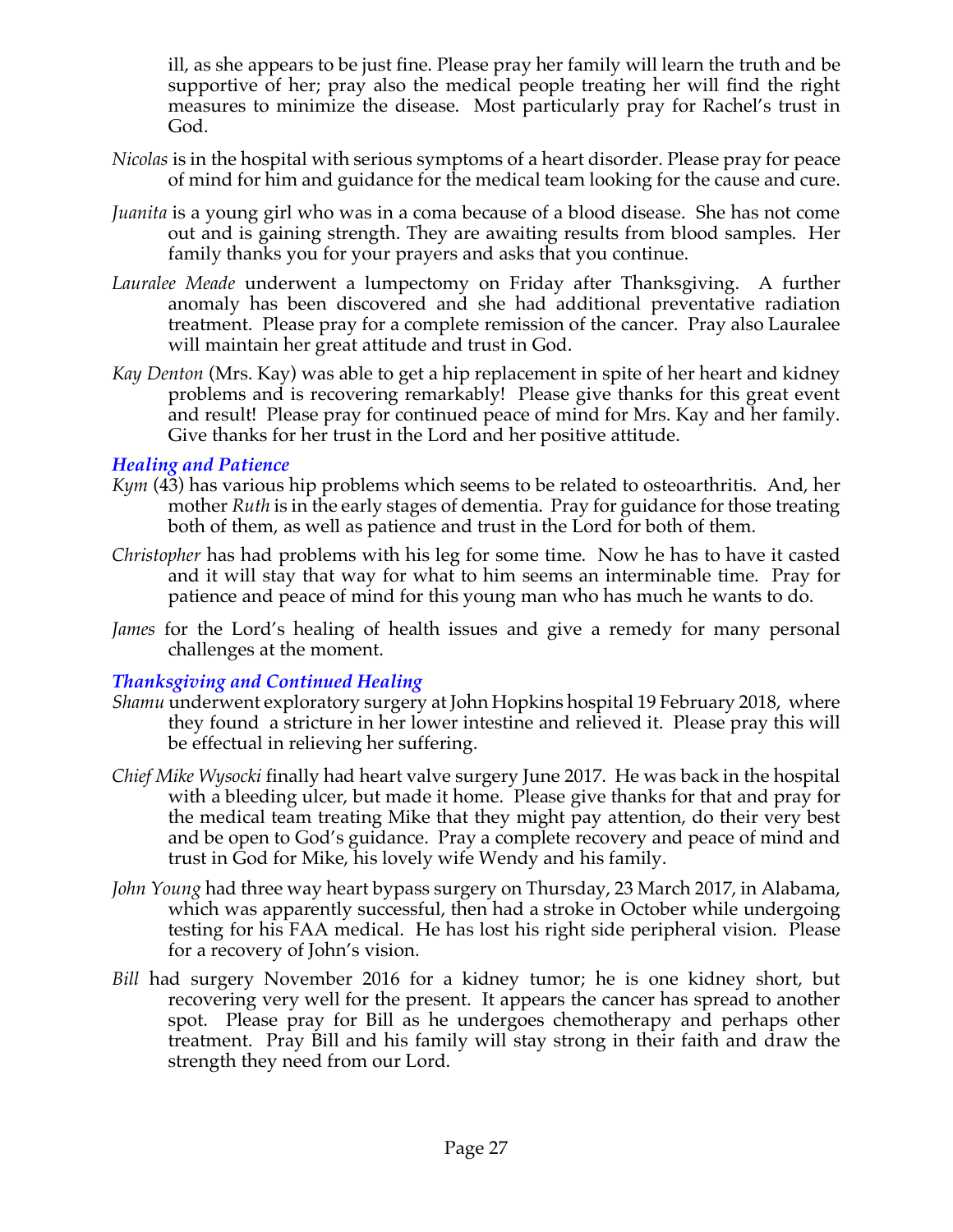ill, as she appears to be just fine. Please pray her family will learn the truth and be supportive of her; pray also the medical people treating her will find the right measures to minimize the disease. Most particularly pray for Rachel's trust in God.

*Nicolas* is in the hospital with serious symptoms of a heart disorder. Please pray for peace of mind for him and guidance for the medical team looking for the cause and cure.

*Juanita* is a young girl who was in a coma because of a blood disease. She has not come out and is gaining strength. They are awaiting results from blood samples. Her family thanks you for your prayers and asks that you continue.

*Lauralee Meade* underwent a lumpectomy on Friday after Thanksgiving. A further anomaly has been discovered and she had additional preventative radiation treatment. Please pray for a complete remission of the cancer. Pray also Lauralee will maintain her great attitude and trust in God.

*Kay Denton* (Mrs. Kay) was able to get a hip replacement in spite of her heart and kidney problems and is recovering remarkably! Please give thanks for this great event and result! Please pray for continued peace of mind for Mrs. Kay and her family. Give thanks for her trust in the Lord and her positive attitude.

### *Healing and Patience*

*Kym* (43) has various hip problems which seems to be related to osteoarthritis. And, her mother *Ruth* is in the early stages of dementia. Pray for guidance for those treating both of them, as well as patience and trust in the Lord for both of them.

*Christopher* has had problems with his leg for some time. Now he has to have it casted and it will stay that way for what to him seems an interminable time. Pray for patience and peace of mind for this young man who has much he wants to do.

*James* for the Lord's healing of health issues and give a remedy for many personal challenges at the moment.

### *Thanksgiving and Continued Healing*

*Shamu* underwent exploratory surgery at John Hopkins hospital 19 February 2018, where they found a stricture in her lower intestine and relieved it. Please pray this will be effectual in relieving her suffering.

*Chief Mike Wysocki* finally had heart valve surgery June 2017. He was back in the hospital with a bleeding ulcer, but made it home. Please give thanks for that and pray for the medical team treating Mike that they might pay attention, do their very best and be open to God's guidance. Pray a complete recovery and peace of mind and trust in God for Mike, his lovely wife Wendy and his family.

*John Young* had three way heart bypass surgery on Thursday, 23 March 2017, in Alabama, which was apparently successful, then had a stroke in October while undergoing testing for his FAA medical. He has lost his right side peripheral vision. Please for a recovery of John's vision.

*Bill* had surgery November 2016 for a kidney tumor; he is one kidney short, but recovering very well for the present. It appears the cancer has spread to another spot. Please pray for Bill as he undergoes chemotherapy and perhaps other treatment. Pray Bill and his family will stay strong in their faith and draw the strength they need from our Lord.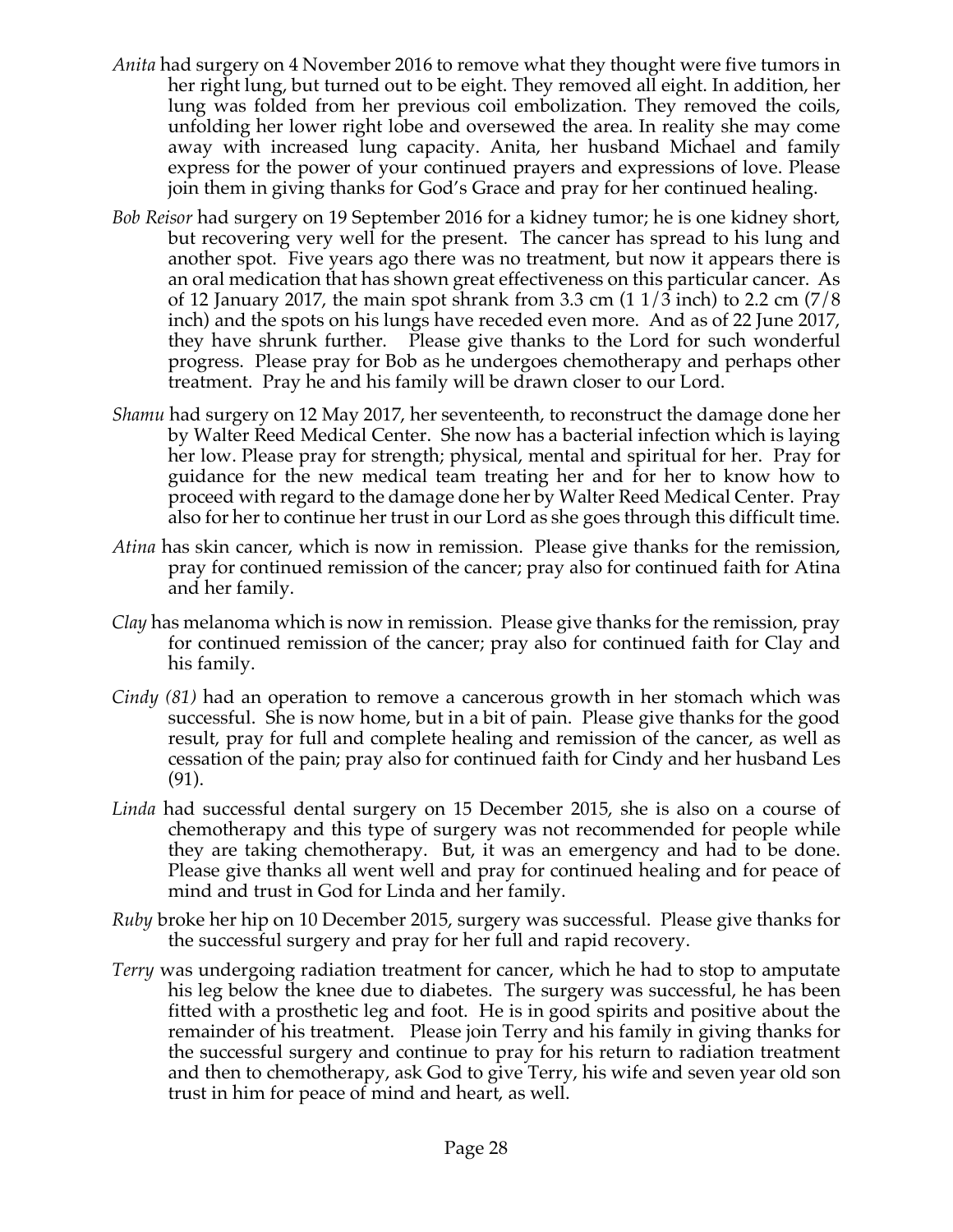*Anita* had surgery on 4 November 2016 to remove what they thought were five tumors in her right lung, but turned out to be eight. They removed all eight. In addition, her lung was folded from her previous coil embolization. They removed the coils, unfolding her lower right lobe and oversewed the area. In reality she may come away with increased lung capacity. Anita, her husband Michael and family express for the power of your continued prayers and expressions of love. Please join them in giving thanks for God's Grace and pray for her continued healing.

*Bob Reisor* had surgery on 19 September 2016 for a kidney tumor; he is one kidney short, but recovering very well for the present. The cancer has spread to his lung and another spot. Five years ago there was no treatment, but now it appears there is an oral medication that has shown great effectiveness on this particular cancer. As of 12 January 2017, the main spot shrank from 3.3 cm (1 1/3 inch) to 2.2 cm (7/8 inch) and the spots on his lungs have receded even more. And as of 22 June 2017, they have shrunk further. Please give thanks to the Lord for such wonderful progress. Please pray for Bob as he undergoes chemotherapy and perhaps other treatment. Pray he and his family will be drawn closer to our Lord.

*Shamu* had surgery on 12 May 2017, her seventeenth, to reconstruct the damage done her by Walter Reed Medical Center. She now has a bacterial infection which is laying her low. Please pray for strength; physical, mental and spiritual for her. Pray for guidance for the new medical team treating her and for her to know how to proceed with regard to the damage done her by Walter Reed Medical Center. Pray also for her to continue her trust in our Lord as she goes through this difficult time.

*Atina* has skin cancer, which is now in remission. Please give thanks for the remission, pray for continued remission of the cancer; pray also for continued faith for Atina and her family.

*Clay* has melanoma which is now in remission. Please give thanks for the remission, pray for continued remission of the cancer; pray also for continued faith for Clay and his family.

*Cindy (81)* had an operation to remove a cancerous growth in her stomach which was successful. She is now home, but in a bit of pain. Please give thanks for the good result, pray for full and complete healing and remission of the cancer, as well as cessation of the pain; pray also for continued faith for Cindy and her husband Les (91).

*Linda* had successful dental surgery on 15 December 2015, she is also on a course of chemotherapy and this type of surgery was not recommended for people while they are taking chemotherapy. But, it was an emergency and had to be done. Please give thanks all went well and pray for continued healing and for peace of mind and trust in God for Linda and her family.

*Ruby* broke her hip on 10 December 2015, surgery was successful. Please give thanks for the successful surgery and pray for her full and rapid recovery.

*Terry* was undergoing radiation treatment for cancer, which he had to stop to amputate his leg below the knee due to diabetes. The surgery was successful, he has been fitted with a prosthetic leg and foot. He is in good spirits and positive about the remainder of his treatment. Please join Terry and his family in giving thanks for the successful surgery and continue to pray for his return to radiation treatment and then to chemotherapy, ask God to give Terry, his wife and seven year old son trust in him for peace of mind and heart, as well.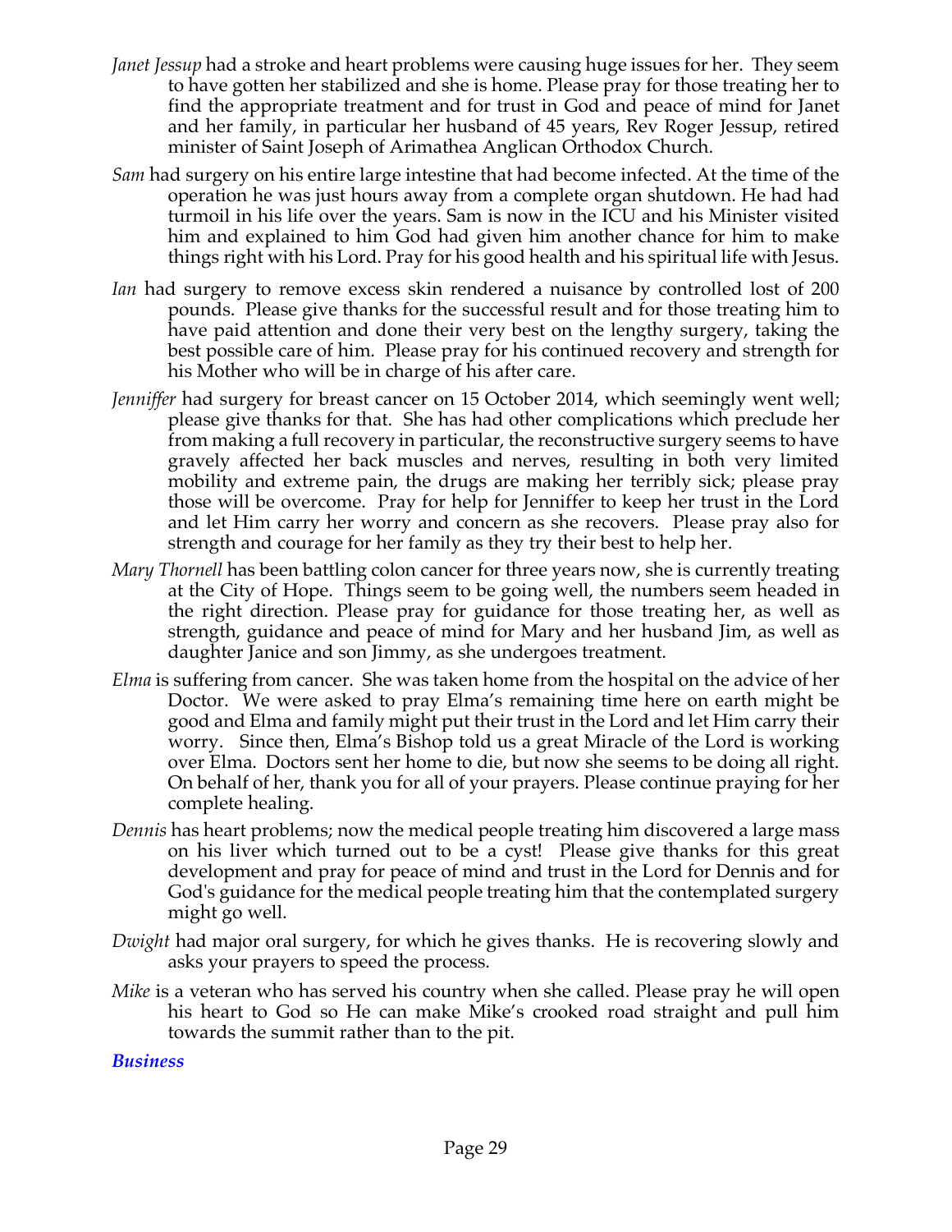*Janet Jessup* had a stroke and heart problems were causing huge issues for her. They seem to have gotten her stabilized and she is home. Please pray for those treating her to find the appropriate treatment and for trust in God and peace of mind for Janet and her family, in particular her husband of 45 years, Rev Roger Jessup, retired minister of Saint Joseph of Arimathea Anglican Orthodox Church.

*Sam* had surgery on his entire large intestine that had become infected. At the time of the operation he was just hours away from a complete organ shutdown. He had had turmoil in his life over the years. Sam is now in the ICU and his Minister visited him and explained to him God had given him another chance for him to make things right with his Lord. Pray for his good health and his spiritual life with Jesus.

*Ian* had surgery to remove excess skin rendered a nuisance by controlled lost of 200 pounds. Please give thanks for the successful result and for those treating him to have paid attention and done their very best on the lengthy surgery, taking the best possible care of him. Please pray for his continued recovery and strength for his Mother who will be in charge of his after care.

*Jenniffer* had surgery for breast cancer on 15 October 2014, which seemingly went well; please give thanks for that. She has had other complications which preclude her from making a full recovery in particular, the reconstructive surgery seems to have gravely affected her back muscles and nerves, resulting in both very limited mobility and extreme pain, the drugs are making her terribly sick; please pray those will be overcome. Pray for help for Jenniffer to keep her trust in the Lord and let Him carry her worry and concern as she recovers. Please pray also for strength and courage for her family as they try their best to help her.

*Mary Thornell* has been battling colon cancer for three years now, she is currently treating at the City of Hope. Things seem to be going well, the numbers seem headed in the right direction. Please pray for guidance for those treating her, as well as strength, guidance and peace of mind for Mary and her husband Jim, as well as daughter Janice and son Jimmy, as she undergoes treatment.

*Elma* is suffering from cancer. She was taken home from the hospital on the advice of her Doctor. We were asked to pray Elma's remaining time here on earth might be good and Elma and family might put their trust in the Lord and let Him carry their worry. Since then, Elma's Bishop told us a great Miracle of the Lord is working over Elma. Doctors sent her home to die, but now she seems to be doing all right. On behalf of her, thank you for all of your prayers. Please continue praying for her complete healing.

*Dennis* has heart problems; now the medical people treating him discovered a large mass on his liver which turned out to be a cyst! Please give thanks for this great development and pray for peace of mind and trust in the Lord for Dennis and for God's guidance for the medical people treating him that the contemplated surgery might go well.

*Dwight* had major oral surgery, for which he gives thanks. He is recovering slowly and asks your prayers to speed the process.

*Mike* is a veteran who has served his country when she called. Please pray he will open his heart to God so He can make Mike's crooked road straight and pull him towards the summit rather than to the pit.

### *Business*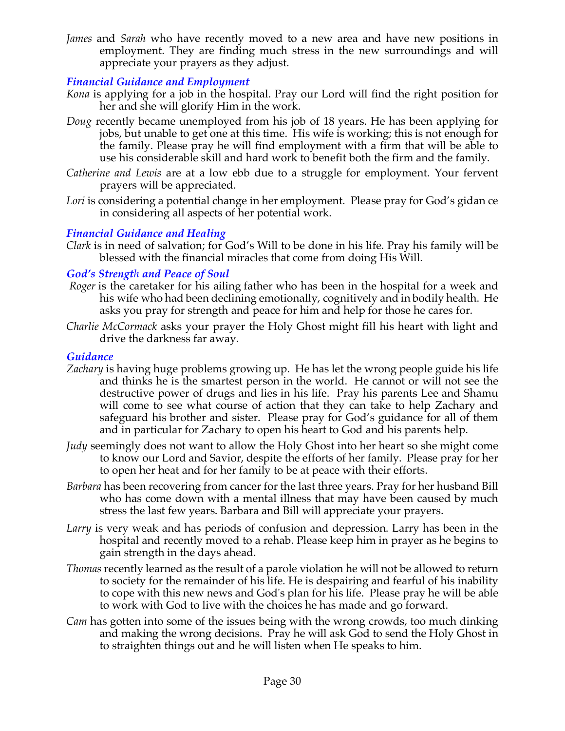*James* and *Sarah* who have recently moved to a new area and have new positions in employment. They are finding much stress in the new surroundings and will appreciate your prayers as they adjust.

### *Financial Guidance and Employment*

*Kona* is applying for a job in the hospital. Pray our Lord will find the right position for her and she will glorify Him in the work.

*Doug* recently became unemployed from his job of 18 years. He has been applying for jobs, but unable to get one at this time. His wife is working; this is not enough for the family. Please pray he will find employment with a firm that will be able to use his considerable skill and hard work to benefit both the firm and the family.

*Catherine and Lewis* are at a low ebb due to a struggle for employment. Your fervent prayers will be appreciated.

*Lori* is considering a potential change in her employment. Please pray for God's gidan ce in considering all aspects of her potential work.

### *Financial Guidance and Healing*

*Clark* is in need of salvation; for God's Will to be done in his life. Pray his family will be blessed with the financial miracles that come from doing His Will.

### *God's Strength and Peace of Soul*

*Roger* is the caretaker for his ailing father who has been in the hospital for a week and his wife who had been declining emotionally, cognitively and in bodily health. He asks you pray for strength and peace for him and help for those he cares for.

*Charlie McCormack* asks your prayer the Holy Ghost might fill his heart with light and drive the darkness far away.

### *Guidance*

*Zachary* is having huge problems growing up. He has let the wrong people guide his life and thinks he is the smartest person in the world. He cannot or will not see the destructive power of drugs and lies in his life. Pray his parents Lee and Shamu will come to see what course of action that they can take to help Zachary and safeguard his brother and sister. Please pray for God's guidance for all of them and in particular for Zachary to open his heart to God and his parents help.

*Judy* seemingly does not want to allow the Holy Ghost into her heart so she might come to know our Lord and Savior, despite the efforts of her family. Please pray for her to open her heat and for her family to be at peace with their efforts.

*Barbara* has been recovering from cancer for the last three years. Pray for her husband Bill who has come down with a mental illness that may have been caused by much stress the last few years. Barbara and Bill will appreciate your prayers.

*Larry* is very weak and has periods of confusion and depression. Larry has been in the hospital and recently moved to a rehab. Please keep him in prayer as he begins to gain strength in the days ahead.

*Thomas* recently learned as the result of a parole violation he will not be allowed to return to society for the remainder of his life. He is despairing and fearful of his inability to cope with this new news and God's plan for his life. Please pray he will be able to work with God to live with the choices he has made and go forward.

*Cam* has gotten into some of the issues being with the wrong crowds, too much dinking and making the wrong decisions. Pray he will ask God to send the Holy Ghost in to straighten things out and he will listen when He speaks to him.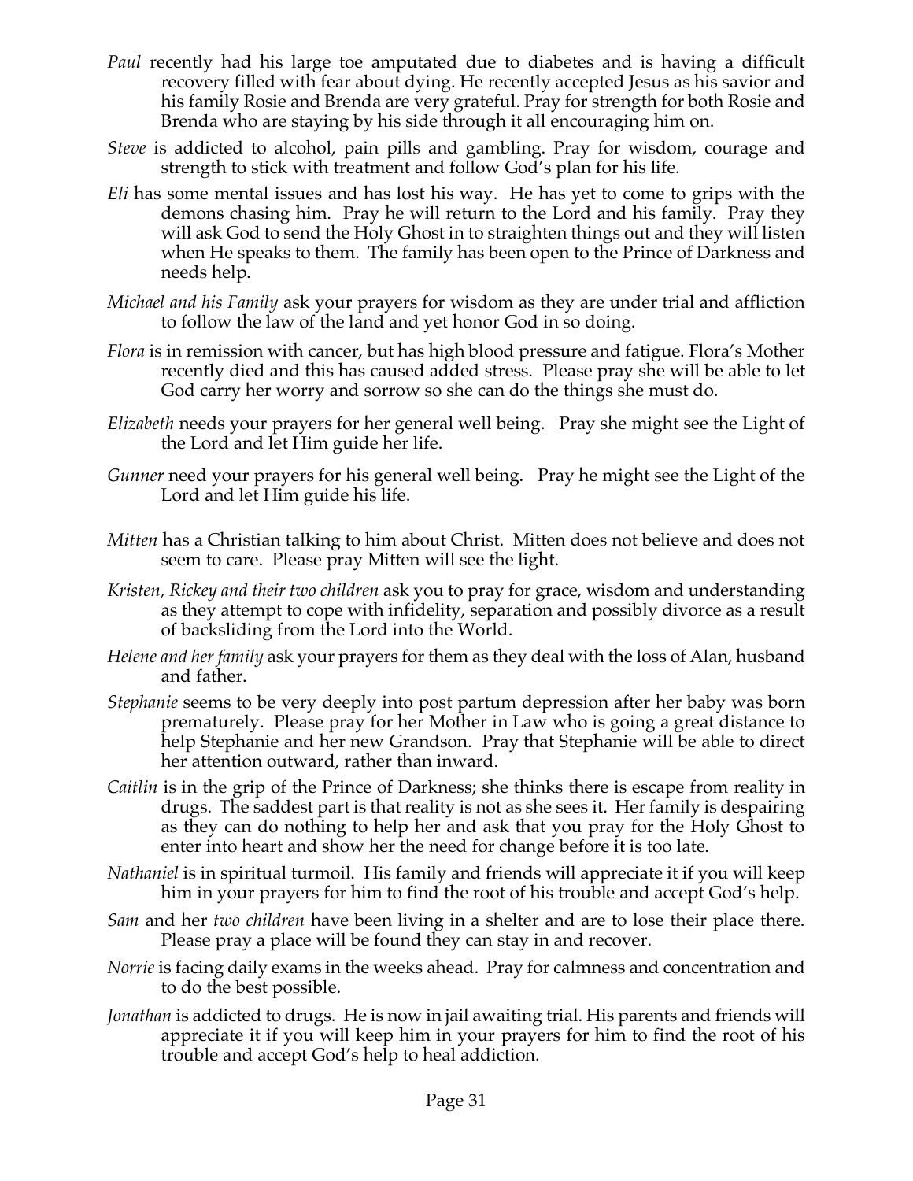*Paul* recently had his large toe amputated due to diabetes and is having a difficult recovery filled with fear about dying. He recently accepted Jesus as his savior and his family Rosie and Brenda are very grateful. Pray for strength for both Rosie and Brenda who are staying by his side through it all encouraging him on.

*Steve* is addicted to alcohol, pain pills and gambling. Pray for wisdom, courage and strength to stick with treatment and follow God's plan for his life.

*Eli* has some mental issues and has lost his way. He has yet to come to grips with the demons chasing him. Pray he will return to the Lord and his family. Pray they will ask God to send the Holy Ghost in to straighten things out and they will listen when He speaks to them. The family has been open to the Prince of Darkness and needs help.

*Michael and his Family* ask your prayers for wisdom as they are under trial and affliction to follow the law of the land and yet honor God in so doing.

*Flora* is in remission with cancer, but has high blood pressure and fatigue. Flora's Mother recently died and this has caused added stress. Please pray she will be able to let God carry her worry and sorrow so she can do the things she must do.

*Elizabeth* needs your prayers for her general well being. Pray she might see the Light of the Lord and let Him guide her life.

*Gunner* need your prayers for his general well being. Pray he might see the Light of the Lord and let Him guide his life.

*Mitten* has a Christian talking to him about Christ. Mitten does not believe and does not seem to care. Please pray Mitten will see the light.

*Kristen, Rickey and their two children* ask you to pray for grace, wisdom and understanding as they attempt to cope with infidelity, separation and possibly divorce as a result of backsliding from the Lord into the World.

*Helene and her family* ask your prayers for them as they deal with the loss of Alan, husband and father.

*Stephanie* seems to be very deeply into post partum depression after her baby was born prematurely. Please pray for her Mother in Law who is going a great distance to help Stephanie and her new Grandson. Pray that Stephanie will be able to direct her attention outward, rather than inward.

*Caitlin* is in the grip of the Prince of Darkness; she thinks there is escape from reality in drugs. The saddest part is that reality is not as she sees it. Her family is despairing as they can do nothing to help her and ask that you pray for the Holy Ghost to enter into heart and show her the need for change before it is too late.

*Nathaniel* is in spiritual turmoil. His family and friends will appreciate it if you will keep him in your prayers for him to find the root of his trouble and accept God's help.

*Sam* and her *two children* have been living in a shelter and are to lose their place there. Please pray a place will be found they can stay in and recover.

*Norrie* is facing daily exams in the weeks ahead. Pray for calmness and concentration and to do the best possible.

*Jonathan* is addicted to drugs. He is now in jail awaiting trial. His parents and friends will appreciate it if you will keep him in your prayers for him to find the root of his trouble and accept God's help to heal addiction.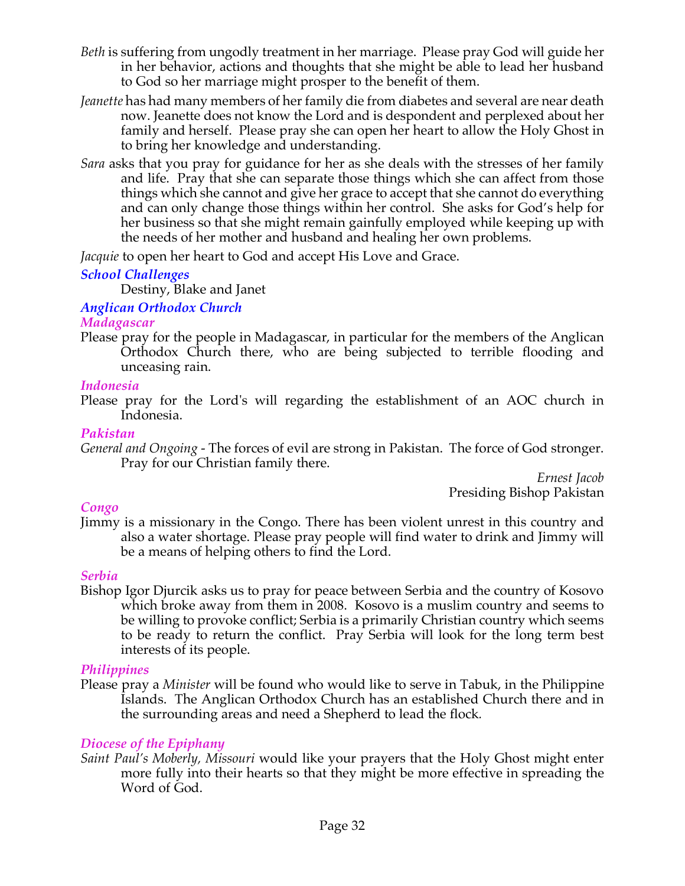*Beth* is suffering from ungodly treatment in her marriage. Please pray God will guide her in her behavior, actions and thoughts that she might be able to lead her husband to God so her marriage might prosper to the benefit of them.

*Jeanette* has had many members of her family die from diabetes and several are near death now. Jeanette does not know the Lord and is despondent and perplexed about her family and herself. Please pray she can open her heart to allow the Holy Ghost in to bring her knowledge and understanding.

*Sara* asks that you pray for guidance for her as she deals with the stresses of her family and life. Pray that she can separate those things which she can affect from those things which she cannot and give her grace to accept that she cannot do everything and can only change those things within her control. She asks for God's help for her business so that she might remain gainfully employed while keeping up with the needs of her mother and husband and healing her own problems.

*Jacquie* to open her heart to God and accept His Love and Grace.

### *School Challenges*

Destiny, Blake and Janet

### *Anglican Orthodox Church*

#### *Madagascar*

Please pray for the people in Madagascar, in particular for the members of the Anglican Orthodox Church there, who are being subjected to terrible flooding and unceasing rain.

#### *Indonesia*

Please pray for the Lord's will regarding the establishment of an AOC church in Indonesia.

#### *Pakistan*

*General and Ongoing* - The forces of evil are strong in Pakistan. The force of God stronger. Pray for our Christian family there.

*Ernest Jacob*
Presiding Bishop Pakistan

#### *Congo*

Jimmy is a missionary in the Congo. There has been violent unrest in this country and also a water shortage. Please pray people will find water to drink and Jimmy will be a means of helping others to find the Lord.

#### *Serbia*

Bishop Igor Djurcik asks us to pray for peace between Serbia and the country of Kosovo which broke away from them in 2008. Kosovo is a muslim country and seems to be willing to provoke conflict; Serbia is a primarily Christian country which seems to be ready to return the conflict. Pray Serbia will look for the long term best interests of its people.

#### *Philippines*

Please pray a *Minister* will be found who would like to serve in Tabuk, in the Philippine Islands. The Anglican Orthodox Church has an established Church there and in the surrounding areas and need a Shepherd to lead the flock.

#### *Diocese of the Epiphany*

*Saint Paul's Moberly, Missouri* would like your prayers that the Holy Ghost might enter more fully into their hearts so that they might be more effective in spreading the Word of God.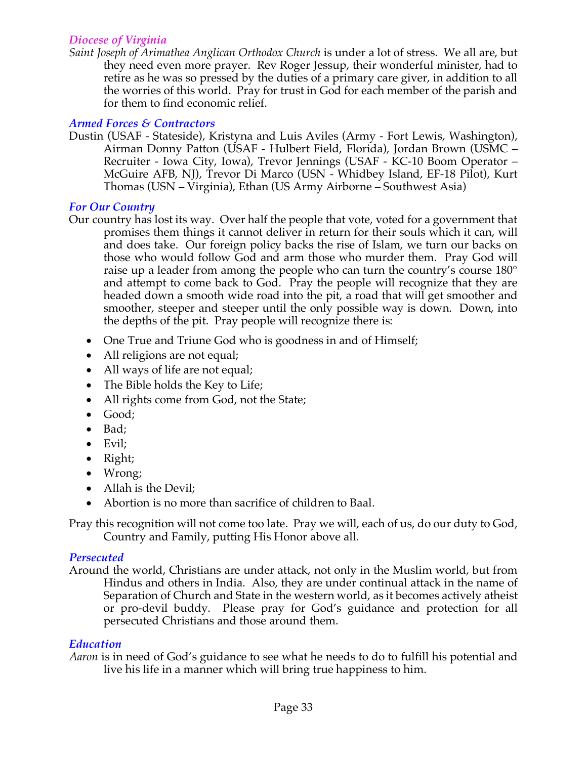### *Diocese of Virginia*

*Saint Joseph of Arimathea Anglican Orthodox Church* is under a lot of stress. We all are, but they need even more prayer. Rev Roger Jessup, their wonderful minister, had to retire as he was so pressed by the duties of a primary care giver, in addition to all the worries of this world. Pray for trust in God for each member of the parish and for them to find economic relief.

### *Armed Forces & Contractors*

Dustin (USAF - Stateside), Kristyna and Luis Aviles (Army - Fort Lewis, Washington), Airman Donny Patton (USAF - Hulbert Field, Florida), Jordan Brown (USMC – Recruiter - Iowa City, Iowa), Trevor Jennings (USAF - KC-10 Boom Operator – McGuire AFB, NJ), Trevor Di Marco (USN - Whidbey Island, EF-18 Pilot), Kurt Thomas (USN – Virginia), Ethan (US Army Airborne – Southwest Asia)

### *For Our Country*

Our country has lost its way. Over half the people that vote, voted for a government that promises them things it cannot deliver in return for their souls which it can, will and does take. Our foreign policy backs the rise of Islam, we turn our backs on those who would follow God and arm those who murder them. Pray God will raise up a leader from among the people who can turn the country's course 180° and attempt to come back to God. Pray the people will recognize that they are headed down a smooth wide road into the pit, a road that will get smoother and smoother, steeper and steeper until the only possible way is down. Down, into the depths of the pit. Pray people will recognize there is:

- One True and Triune God who is goodness in and of Himself;
- All religions are not equal;
- All ways of life are not equal;
- The Bible holds the Key to Life;
- All rights come from God, not the State;
- Good;
- Bad;
- Evil;
- Right;
- Wrong;
- Allah is the Devil;
- Abortion is no more than sacrifice of children to Baal.

Pray this recognition will not come too late. Pray we will, each of us, do our duty to God, Country and Family, putting His Honor above all.

### *Persecuted*

Around the world, Christians are under attack, not only in the Muslim world, but from Hindus and others in India. Also, they are under continual attack in the name of Separation of Church and State in the western world, as it becomes actively atheist or pro-devil buddy. Please pray for God's guidance and protection for all persecuted Christians and those around them.

### *Education*

*Aaron* is in need of God's guidance to see what he needs to do to fulfill his potential and live his life in a manner which will bring true happiness to him.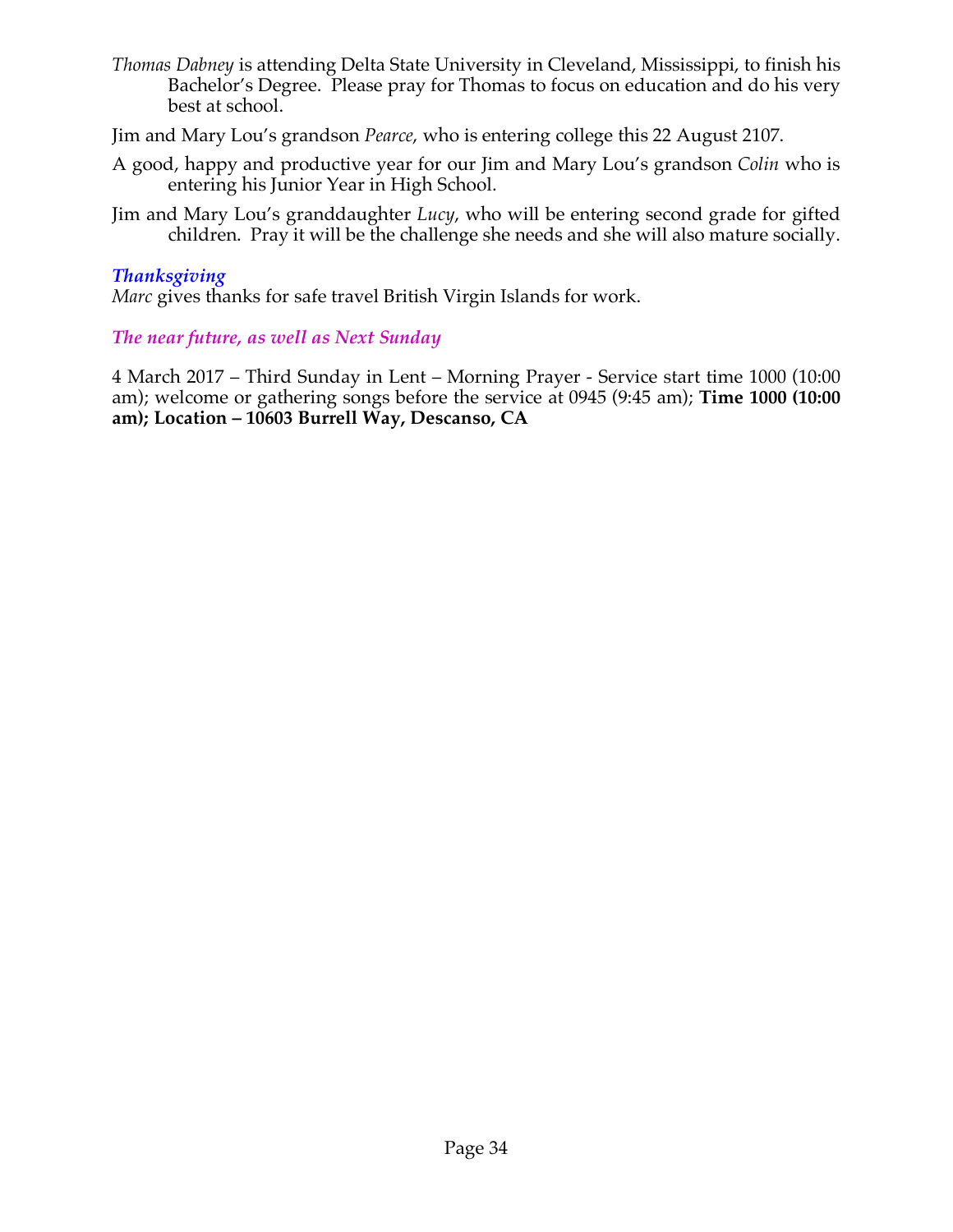*Thomas Dabney* is attending Delta State University in Cleveland, Mississippi, to finish his Bachelor's Degree. Please pray for Thomas to focus on education and do his very best at school.

Jim and Mary Lou's grandson *Pearce*, who is entering college this 22 August 2107.

A good, happy and productive year for our Jim and Mary Lou's grandson *Colin* who is entering his Junior Year in High School.

Jim and Mary Lou's granddaughter *Lucy*, who will be entering second grade for gifted children. Pray it will be the challenge she needs and she will also mature socially.

### *Thanksgiving*

*Marc* gives thanks for safe travel British Virgin Islands for work.

### *The near future, as well as Next Sunday*

4 March 2017 – Third Sunday in Lent – Morning Prayer - Service start time 1000 (10:00 am); welcome or gathering songs before the service at 0945 (9:45 am); **Time 1000 (10:00 am); Location – 10603 Burrell Way, Descanso, CA**